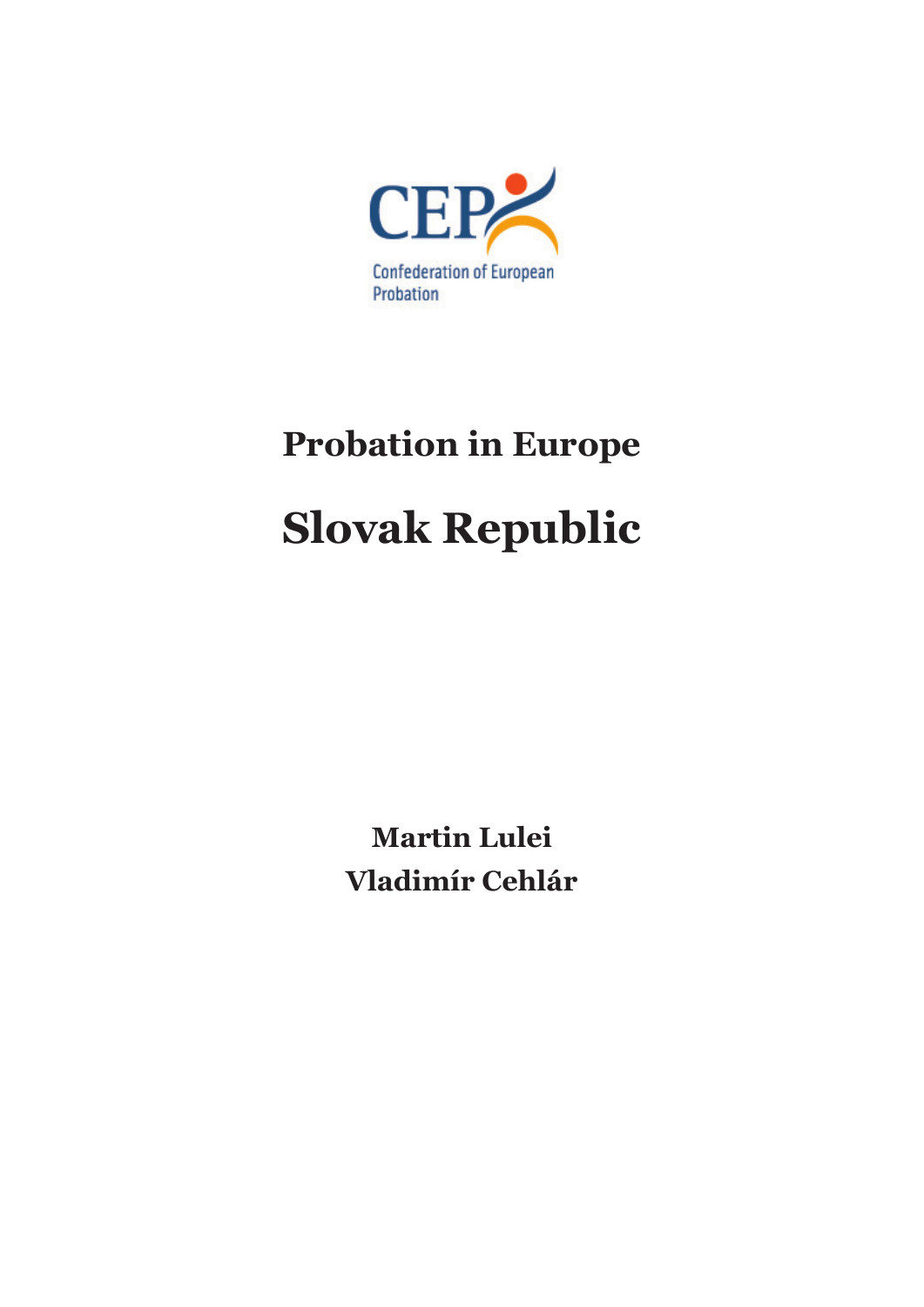CEP

Confederation of European Probation

## Probation in Europe

# Slovak Republic

**Martin Lulei**
**Vladimír Cehlár**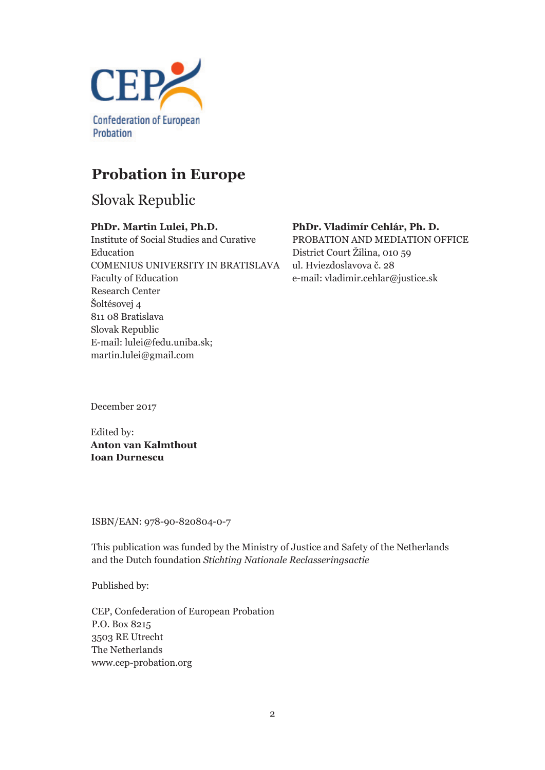CEP Confederation of European Probation

# Probation in Europe

## Slovak Republic

**PhDr. Martin Lulei, Ph.D.**
Institute of Social Studies and Curative Education
COMENIUS UNIVERSITY IN BRATISLAVA
Faculty of Education
Research Center
Šoltésovej 4
811 08 Bratislava
Slovak Republic
E-mail: lulei@fedu.uniba.sk;
martin.lulei@gmail.com

**PhDr. Vladimír Cehlár, Ph. D.**
PROBATION AND MEDIATION OFFICE
District Court Žilina, 010 59
ul. Hviezdoslavova č. 28
e-mail: vladimir.cehlar@justice.sk

December 2017

Edited by:
**Anton van Kalmthout**
**Ioan Durnescu**

ISBN/EAN: 978-90-820804-0-7

This publication was funded by the Ministry of Justice and Safety of the Netherlands and the Dutch foundation *Stichting Nationale Reclasseringsactie*

Published by:

CEP, Confederation of European Probation
P.O. Box 8215
3503 RE Utrecht
The Netherlands
www.cep-probation.org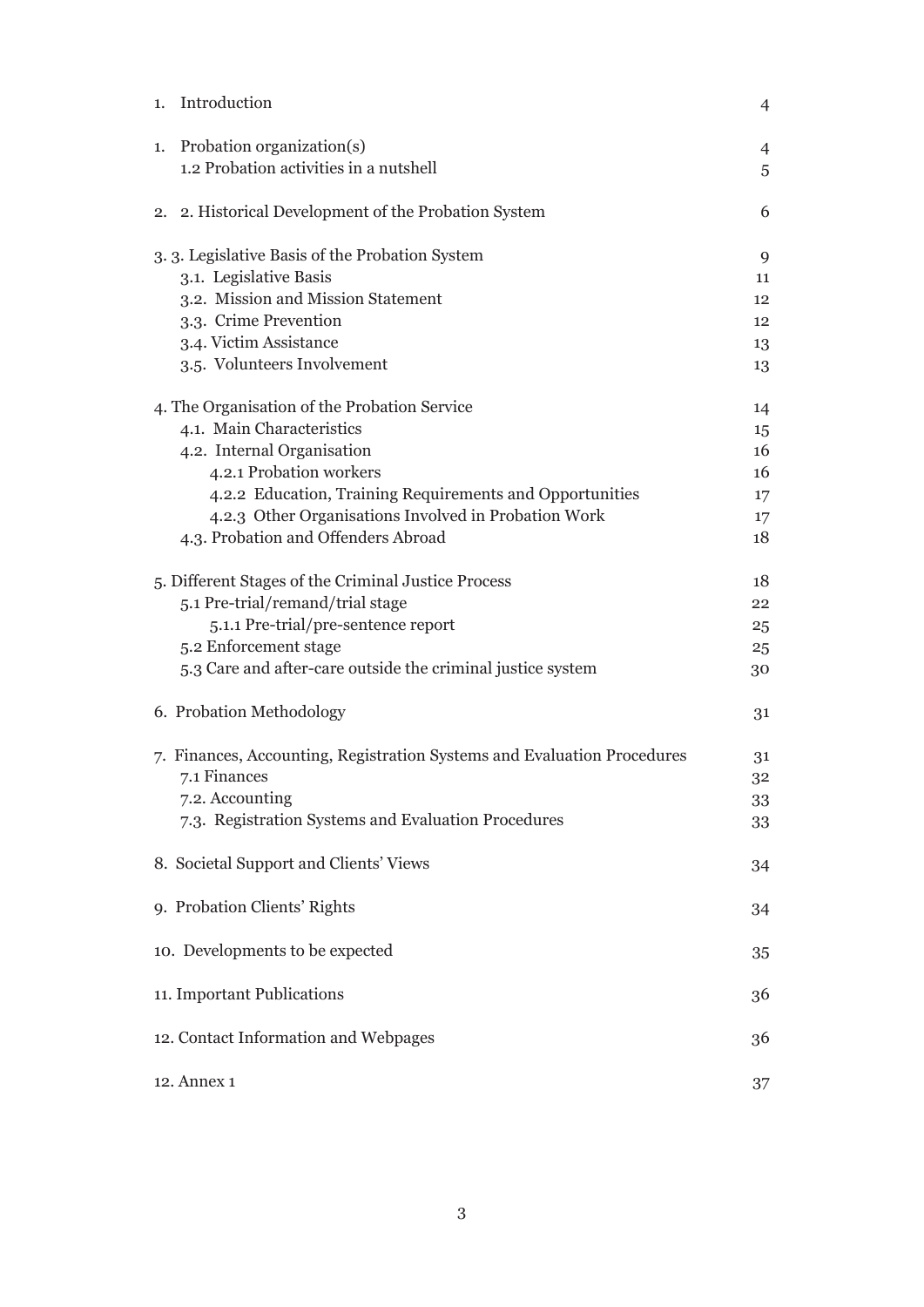| | |
|---|---|
| 1. Introduction | 4 |
| 1. Probation organization(s) | 4 |
| 1.2 Probation activities in a nutshell | 5 |
| 2. 2. Historical Development of the Probation System | 6 |
| 3. 3. Legislative Basis of the Probation System | 9 |
| 3.1. Legislative Basis | 11 |
| 3.2. Mission and Mission Statement | 12 |
| 3.3. Crime Prevention | 12 |
| 3.4. Victim Assistance | 13 |
| 3.5. Volunteers Involvement | 13 |
| 4. The Organisation of the Probation Service | 14 |
| 4.1. Main Characteristics | 15 |
| 4.2. Internal Organisation | 16 |
| 4.2.1 Probation workers | 16 |
| 4.2.2 Education, Training Requirements and Opportunities | 17 |
| 4.2.3 Other Organisations Involved in Probation Work | 17 |
| 4.3. Probation and Offenders Abroad | 18 |
| 5. Different Stages of the Criminal Justice Process | 18 |
| 5.1 Pre-trial/remand/trial stage | 22 |
| 5.1.1 Pre-trial/pre-sentence report | 25 |
| 5.2 Enforcement stage | 25 |
| 5.3 Care and after-care outside the criminal justice system | 30 |
| 6. Probation Methodology | 31 |
| 7. Finances, Accounting, Registration Systems and Evaluation Procedures | 31 |
| 7.1 Finances | 32 |
| 7.2. Accounting | 33 |
| 7.3. Registration Systems and Evaluation Procedures | 33 |
| 8. Societal Support and Clients' Views | 34 |
| 9. Probation Clients' Rights | 34 |
| 10. Developments to be expected | 35 |
| 11. Important Publications | 36 |
| 12. Contact Information and Webpages | 36 |
| 12. Annex 1 | 37 |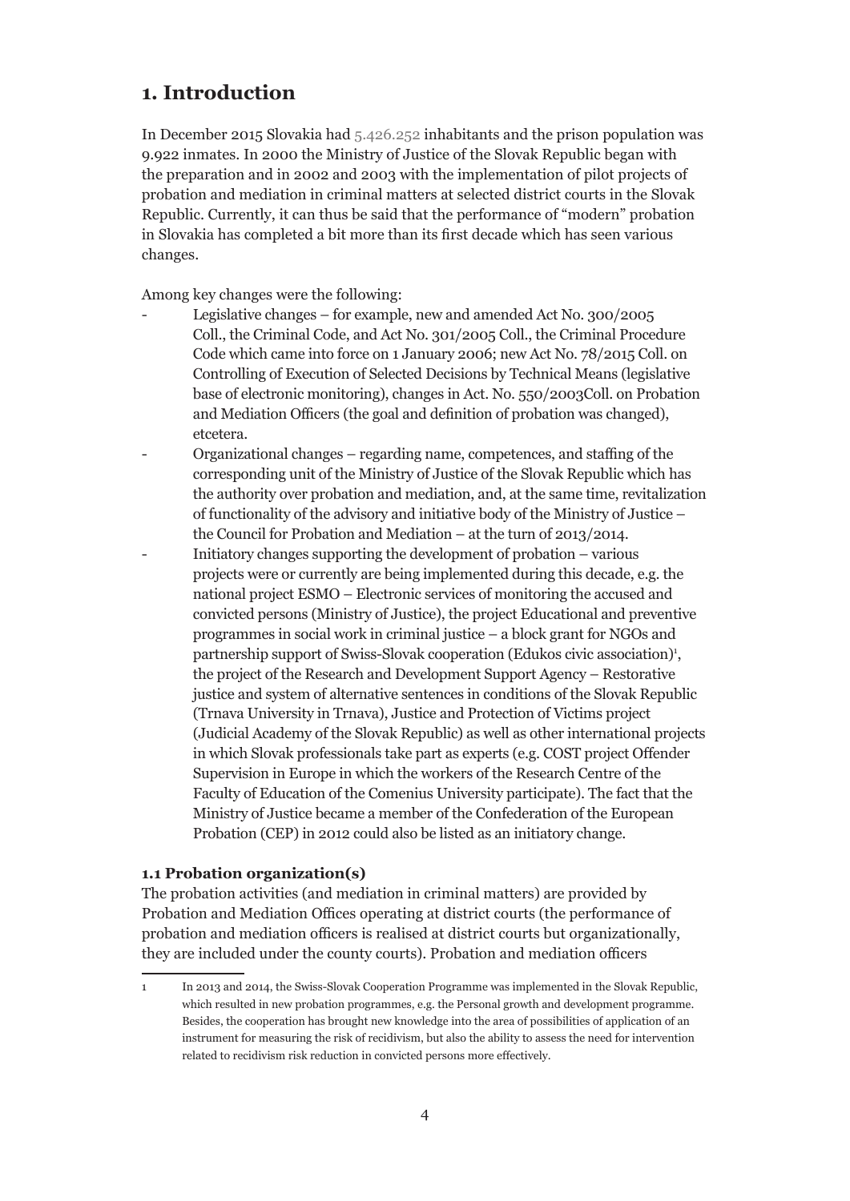# 1. Introduction

In December 2015 Slovakia had 5.426.252 inhabitants and the prison population was 9.922 inmates. In 2000 the Ministry of Justice of the Slovak Republic began with the preparation and in 2002 and 2003 with the implementation of pilot projects of probation and mediation in criminal matters at selected district courts in the Slovak Republic. Currently, it can thus be said that the performance of "modern" probation in Slovakia has completed a bit more than its first decade which has seen various changes.

Among key changes were the following:

- Legislative changes – for example, new and amended Act No. 300/2005 Coll., the Criminal Code, and Act No. 301/2005 Coll., the Criminal Procedure Code which came into force on 1 January 2006; new Act No. 78/2015 Coll. on Controlling of Execution of Selected Decisions by Technical Means (legislative base of electronic monitoring), changes in Act. No. 550/2003Coll. on Probation and Mediation Officers (the goal and definition of probation was changed), etcetera.
- Organizational changes – regarding name, competences, and staffing of the corresponding unit of the Ministry of Justice of the Slovak Republic which has the authority over probation and mediation, and, at the same time, revitalization of functionality of the advisory and initiative body of the Ministry of Justice – the Council for Probation and Mediation – at the turn of 2013/2014.
- Initiatory changes supporting the development of probation – various projects were or currently are being implemented during this decade, e.g. the national project ESMO – Electronic services of monitoring the accused and convicted persons (Ministry of Justice), the project Educational and preventive programmes in social work in criminal justice – a block grant for NGOs and partnership support of Swiss-Slovak cooperation (Edukos civic association)[1], the project of the Research and Development Support Agency – Restorative justice and system of alternative sentences in conditions of the Slovak Republic (Trnava University in Trnava), Justice and Protection of Victims project (Judicial Academy of the Slovak Republic) as well as other international projects in which Slovak professionals take part as experts (e.g. COST project Offender Supervision in Europe in which the workers of the Research Centre of the Faculty of Education of the Comenius University participate). The fact that the Ministry of Justice became a member of the Confederation of the European Probation (CEP) in 2012 could also be listed as an initiatory change.

### 1.1 Probation organization(s)

The probation activities (and mediation in criminal matters) are provided by Probation and Mediation Offices operating at district courts (the performance of probation and mediation officers is realised at district courts but organizationally, they are included under the county courts). Probation and mediation officers

---

1 In 2013 and 2014, the Swiss-Slovak Cooperation Programme was implemented in the Slovak Republic, which resulted in new probation programmes, e.g. the Personal growth and development programme. Besides, the cooperation has brought new knowledge into the area of possibilities of application of an instrument for measuring the risk of recidivism, but also the ability to assess the need for intervention related to recidivism risk reduction in convicted persons more effectively.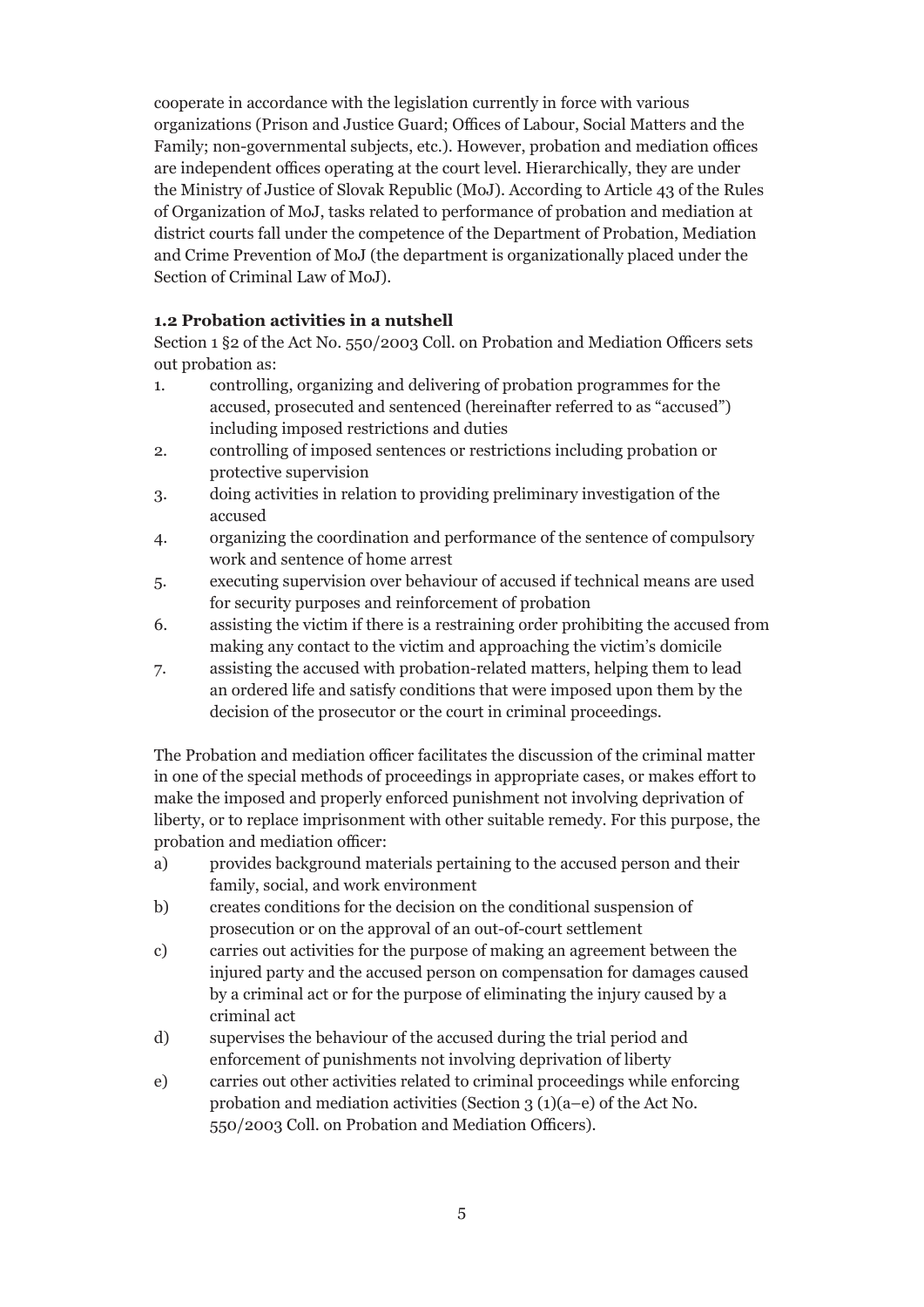cooperate in accordance with the legislation currently in force with various organizations (Prison and Justice Guard; Offices of Labour, Social Matters and the Family; non-governmental subjects, etc.). However, probation and mediation offices are independent offices operating at the court level. Hierarchically, they are under the Ministry of Justice of Slovak Republic (MoJ). According to Article 43 of the Rules of Organization of MoJ, tasks related to performance of probation and mediation at district courts fall under the competence of the Department of Probation, Mediation and Crime Prevention of MoJ (the department is organizationally placed under the Section of Criminal Law of MoJ).

### 1.2 Probation activities in a nutshell

Section 1 §2 of the Act No. 550/2003 Coll. on Probation and Mediation Officers sets out probation as:

1. controlling, organizing and delivering of probation programmes for the accused, prosecuted and sentenced (hereinafter referred to as "accused") including imposed restrictions and duties
2. controlling of imposed sentences or restrictions including probation or protective supervision
3. doing activities in relation to providing preliminary investigation of the accused
4. organizing the coordination and performance of the sentence of compulsory work and sentence of home arrest
5. executing supervision over behaviour of accused if technical means are used for security purposes and reinforcement of probation
6. assisting the victim if there is a restraining order prohibiting the accused from making any contact to the victim and approaching the victim's domicile
7. assisting the accused with probation-related matters, helping them to lead an ordered life and satisfy conditions that were imposed upon them by the decision of the prosecutor or the court in criminal proceedings.

The Probation and mediation officer facilitates the discussion of the criminal matter in one of the special methods of proceedings in appropriate cases, or makes effort to make the imposed and properly enforced punishment not involving deprivation of liberty, or to replace imprisonment with other suitable remedy. For this purpose, the probation and mediation officer:

a) provides background materials pertaining to the accused person and their family, social, and work environment
b) creates conditions for the decision on the conditional suspension of prosecution or on the approval of an out-of-court settlement
c) carries out activities for the purpose of making an agreement between the injured party and the accused person on compensation for damages caused by a criminal act or for the purpose of eliminating the injury caused by a criminal act
d) supervises the behaviour of the accused during the trial period and enforcement of punishments not involving deprivation of liberty
e) carries out other activities related to criminal proceedings while enforcing probation and mediation activities (Section 3 (1)(a–e) of the Act No. 550/2003 Coll. on Probation and Mediation Officers).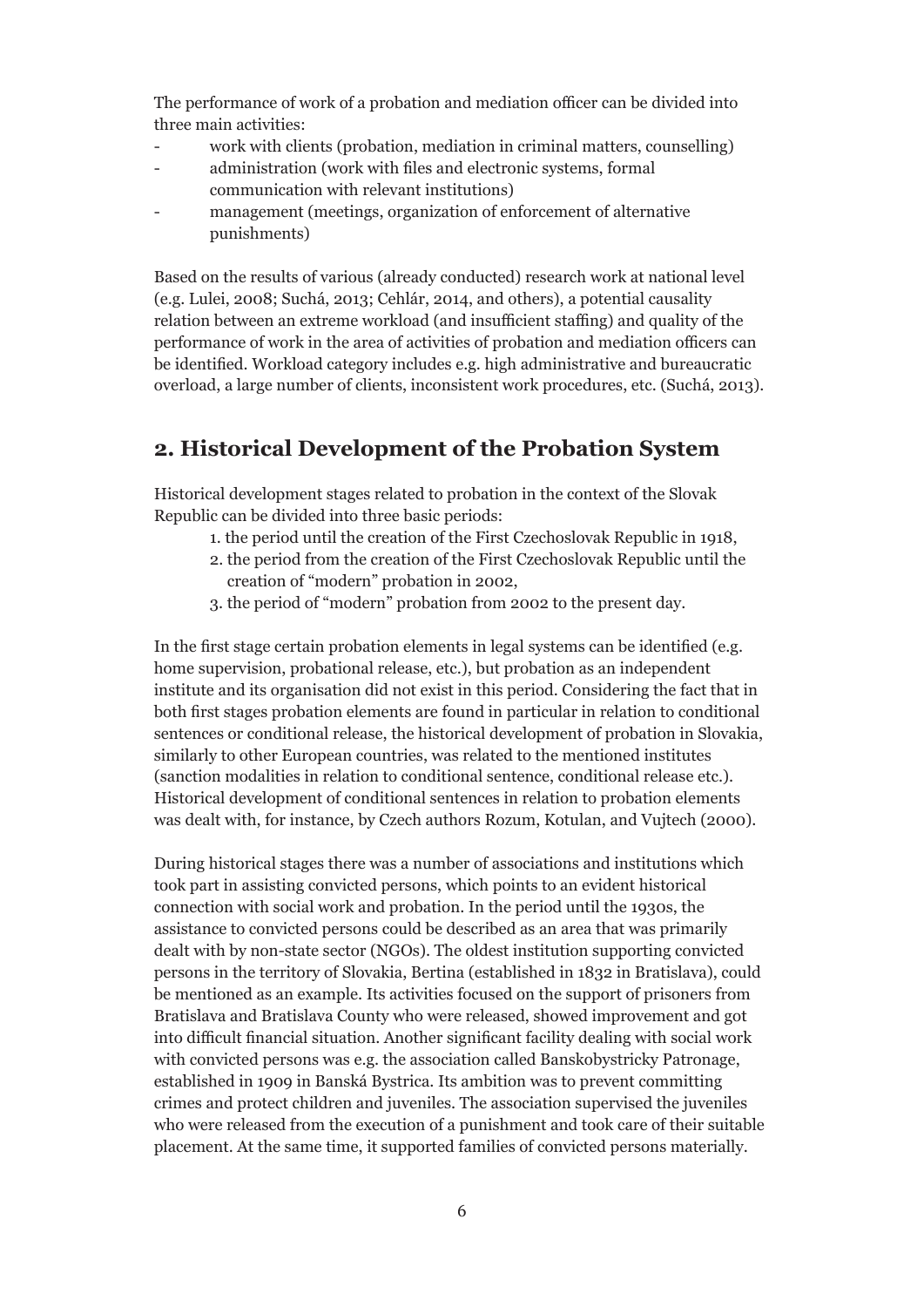The performance of work of a probation and mediation officer can be divided into three main activities:

- work with clients (probation, mediation in criminal matters, counselling)
- administration (work with files and electronic systems, formal communication with relevant institutions)
- management (meetings, organization of enforcement of alternative punishments)

Based on the results of various (already conducted) research work at national level (e.g. Lulei, 2008; Suchá, 2013; Cehlár, 2014, and others), a potential causality relation between an extreme workload (and insufficient staffing) and quality of the performance of work in the area of activities of probation and mediation officers can be identified. Workload category includes e.g. high administrative and bureaucratic overload, a large number of clients, inconsistent work procedures, etc. (Suchá, 2013).

## 2. Historical Development of the Probation System

Historical development stages related to probation in the context of the Slovak Republic can be divided into three basic periods:

1. the period until the creation of the First Czechoslovak Republic in 1918,
2. the period from the creation of the First Czechoslovak Republic until the creation of "modern" probation in 2002,
3. the period of "modern" probation from 2002 to the present day.

In the first stage certain probation elements in legal systems can be identified (e.g. home supervision, probational release, etc.), but probation as an independent institute and its organisation did not exist in this period. Considering the fact that in both first stages probation elements are found in particular in relation to conditional sentences or conditional release, the historical development of probation in Slovakia, similarly to other European countries, was related to the mentioned institutes (sanction modalities in relation to conditional sentence, conditional release etc.). Historical development of conditional sentences in relation to probation elements was dealt with, for instance, by Czech authors Rozum, Kotulan, and Vujtech (2000).

During historical stages there was a number of associations and institutions which took part in assisting convicted persons, which points to an evident historical connection with social work and probation. In the period until the 1930s, the assistance to convicted persons could be described as an area that was primarily dealt with by non-state sector (NGOs). The oldest institution supporting convicted persons in the territory of Slovakia, Bertina (established in 1832 in Bratislava), could be mentioned as an example. Its activities focused on the support of prisoners from Bratislava and Bratislava County who were released, showed improvement and got into difficult financial situation. Another significant facility dealing with social work with convicted persons was e.g. the association called Banskobystricky Patronage, established in 1909 in Banská Bystrica. Its ambition was to prevent committing crimes and protect children and juveniles. The association supervised the juveniles who were released from the execution of a punishment and took care of their suitable placement. At the same time, it supported families of convicted persons materially.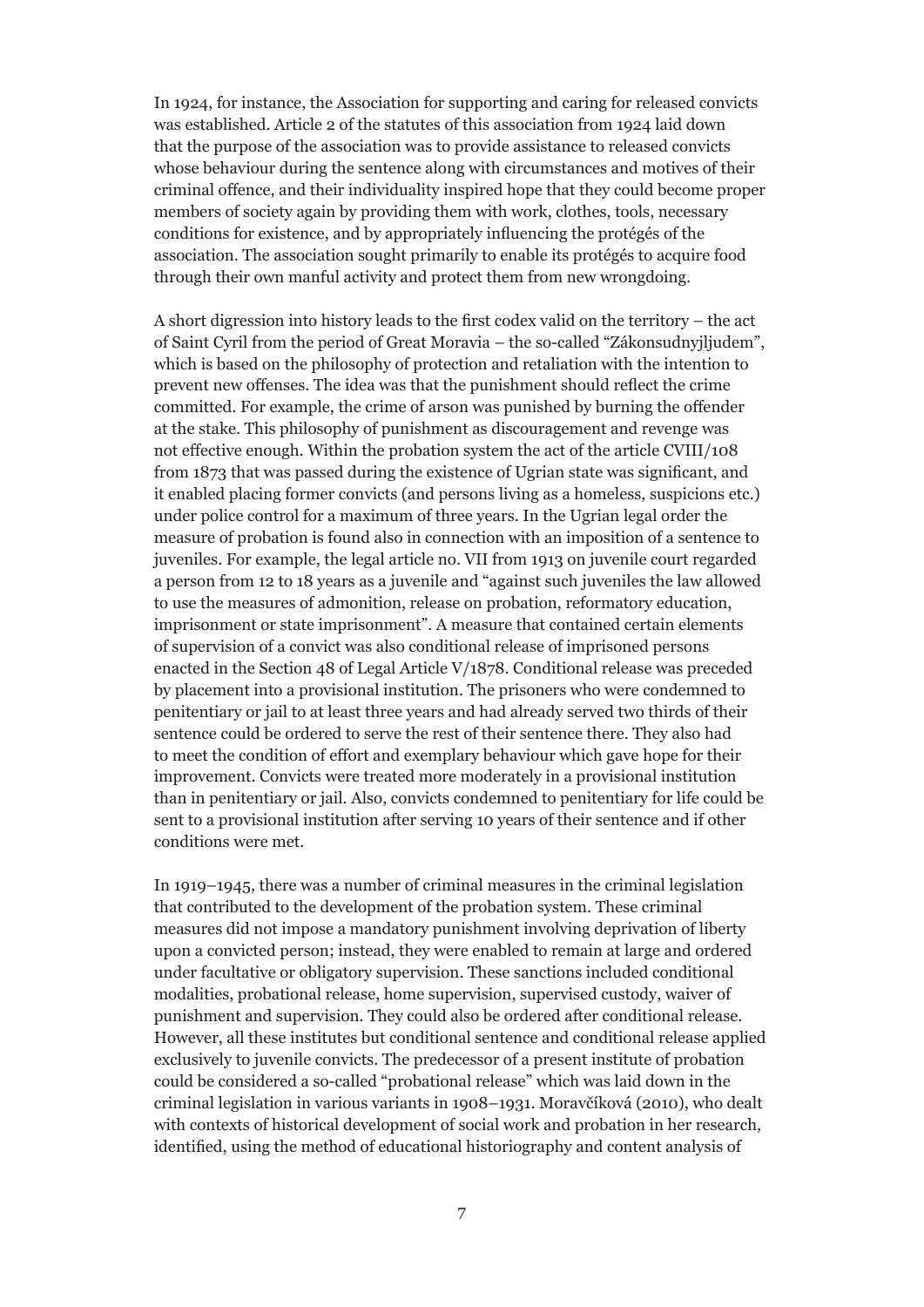In 1924, for instance, the Association for supporting and caring for released convicts was established. Article 2 of the statutes of this association from 1924 laid down that the purpose of the association was to provide assistance to released convicts whose behaviour during the sentence along with circumstances and motives of their criminal offence, and their individuality inspired hope that they could become proper members of society again by providing them with work, clothes, tools, necessary conditions for existence, and by appropriately influencing the protégés of the association. The association sought primarily to enable its protégés to acquire food through their own manful activity and protect them from new wrongdoing.

A short digression into history leads to the first codex valid on the territory – the act of Saint Cyril from the period of Great Moravia – the so-called "Zákonsudnyjljudem", which is based on the philosophy of protection and retaliation with the intention to prevent new offenses. The idea was that the punishment should reflect the crime committed. For example, the crime of arson was punished by burning the offender at the stake. This philosophy of punishment as discouragement and revenge was not effective enough. Within the probation system the act of the article CVIII/108 from 1873 that was passed during the existence of Ugrian state was significant, and it enabled placing former convicts (and persons living as a homeless, suspicions etc.) under police control for a maximum of three years. In the Ugrian legal order the measure of probation is found also in connection with an imposition of a sentence to juveniles. For example, the legal article no. VII from 1913 on juvenile court regarded a person from 12 to 18 years as a juvenile and "against such juveniles the law allowed to use the measures of admonition, release on probation, reformatory education, imprisonment or state imprisonment". A measure that contained certain elements of supervision of a convict was also conditional release of imprisoned persons enacted in the Section 48 of Legal Article V/1878. Conditional release was preceded by placement into a provisional institution. The prisoners who were condemned to penitentiary or jail to at least three years and had already served two thirds of their sentence could be ordered to serve the rest of their sentence there. They also had to meet the condition of effort and exemplary behaviour which gave hope for their improvement. Convicts were treated more moderately in a provisional institution than in penitentiary or jail. Also, convicts condemned to penitentiary for life could be sent to a provisional institution after serving 10 years of their sentence and if other conditions were met.

In 1919–1945, there was a number of criminal measures in the criminal legislation that contributed to the development of the probation system. These criminal measures did not impose a mandatory punishment involving deprivation of liberty upon a convicted person; instead, they were enabled to remain at large and ordered under facultative or obligatory supervision. These sanctions included conditional modalities, probational release, home supervision, supervised custody, waiver of punishment and supervision. They could also be ordered after conditional release. However, all these institutes but conditional sentence and conditional release applied exclusively to juvenile convicts. The predecessor of a present institute of probation could be considered a so-called "probational release" which was laid down in the criminal legislation in various variants in 1908–1931. Moravčíková (2010), who dealt with contexts of historical development of social work and probation in her research, identified, using the method of educational historiography and content analysis of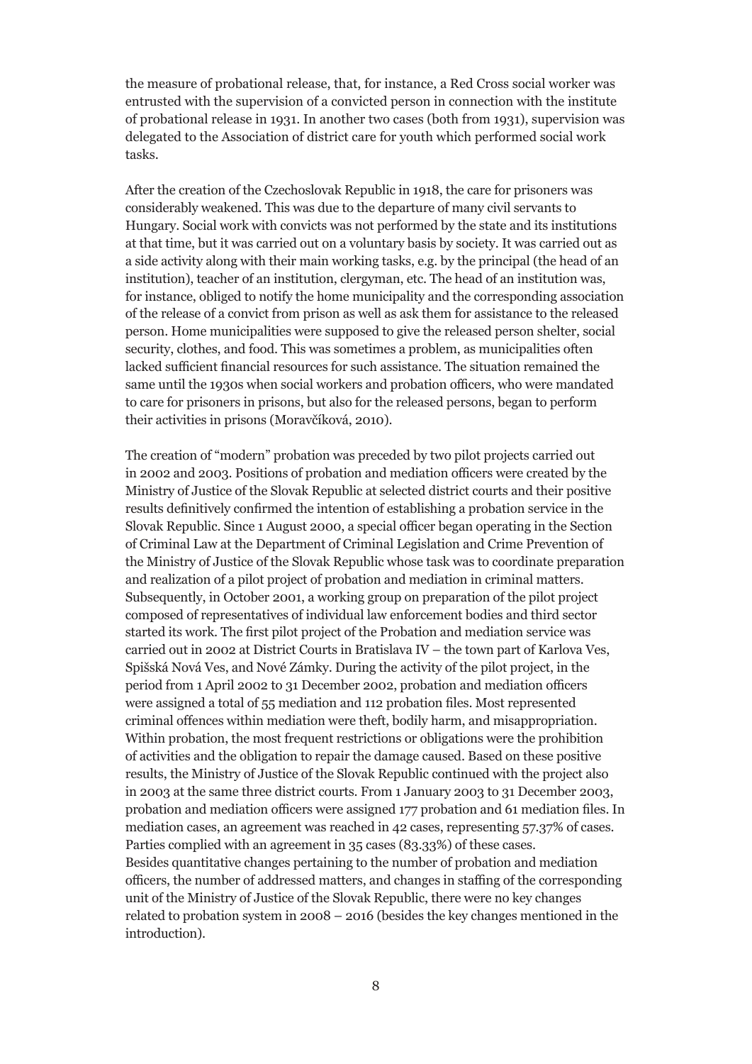the measure of probational release, that, for instance, a Red Cross social worker was entrusted with the supervision of a convicted person in connection with the institute of probational release in 1931. In another two cases (both from 1931), supervision was delegated to the Association of district care for youth which performed social work tasks.

After the creation of the Czechoslovak Republic in 1918, the care for prisoners was considerably weakened. This was due to the departure of many civil servants to Hungary. Social work with convicts was not performed by the state and its institutions at that time, but it was carried out on a voluntary basis by society. It was carried out as a side activity along with their main working tasks, e.g. by the principal (the head of an institution), teacher of an institution, clergyman, etc. The head of an institution was, for instance, obliged to notify the home municipality and the corresponding association of the release of a convict from prison as well as ask them for assistance to the released person. Home municipalities were supposed to give the released person shelter, social security, clothes, and food. This was sometimes a problem, as municipalities often lacked sufficient financial resources for such assistance. The situation remained the same until the 1930s when social workers and probation officers, who were mandated to care for prisoners in prisons, but also for the released persons, began to perform their activities in prisons (Moravčíková, 2010).

The creation of "modern" probation was preceded by two pilot projects carried out in 2002 and 2003. Positions of probation and mediation officers were created by the Ministry of Justice of the Slovak Republic at selected district courts and their positive results definitively confirmed the intention of establishing a probation service in the Slovak Republic. Since 1 August 2000, a special officer began operating in the Section of Criminal Law at the Department of Criminal Legislation and Crime Prevention of the Ministry of Justice of the Slovak Republic whose task was to coordinate preparation and realization of a pilot project of probation and mediation in criminal matters. Subsequently, in October 2001, a working group on preparation of the pilot project composed of representatives of individual law enforcement bodies and third sector started its work. The first pilot project of the Probation and mediation service was carried out in 2002 at District Courts in Bratislava IV – the town part of Karlova Ves, Spišská Nová Ves, and Nové Zámky. During the activity of the pilot project, in the period from 1 April 2002 to 31 December 2002, probation and mediation officers were assigned a total of 55 mediation and 112 probation files. Most represented criminal offences within mediation were theft, bodily harm, and misappropriation. Within probation, the most frequent restrictions or obligations were the prohibition of activities and the obligation to repair the damage caused. Based on these positive results, the Ministry of Justice of the Slovak Republic continued with the project also in 2003 at the same three district courts. From 1 January 2003 to 31 December 2003, probation and mediation officers were assigned 177 probation and 61 mediation files. In mediation cases, an agreement was reached in 42 cases, representing 57.37% of cases. Parties complied with an agreement in 35 cases (83.33%) of these cases.
Besides quantitative changes pertaining to the number of probation and mediation officers, the number of addressed matters, and changes in staffing of the corresponding unit of the Ministry of Justice of the Slovak Republic, there were no key changes related to probation system in 2008 – 2016 (besides the key changes mentioned in the introduction).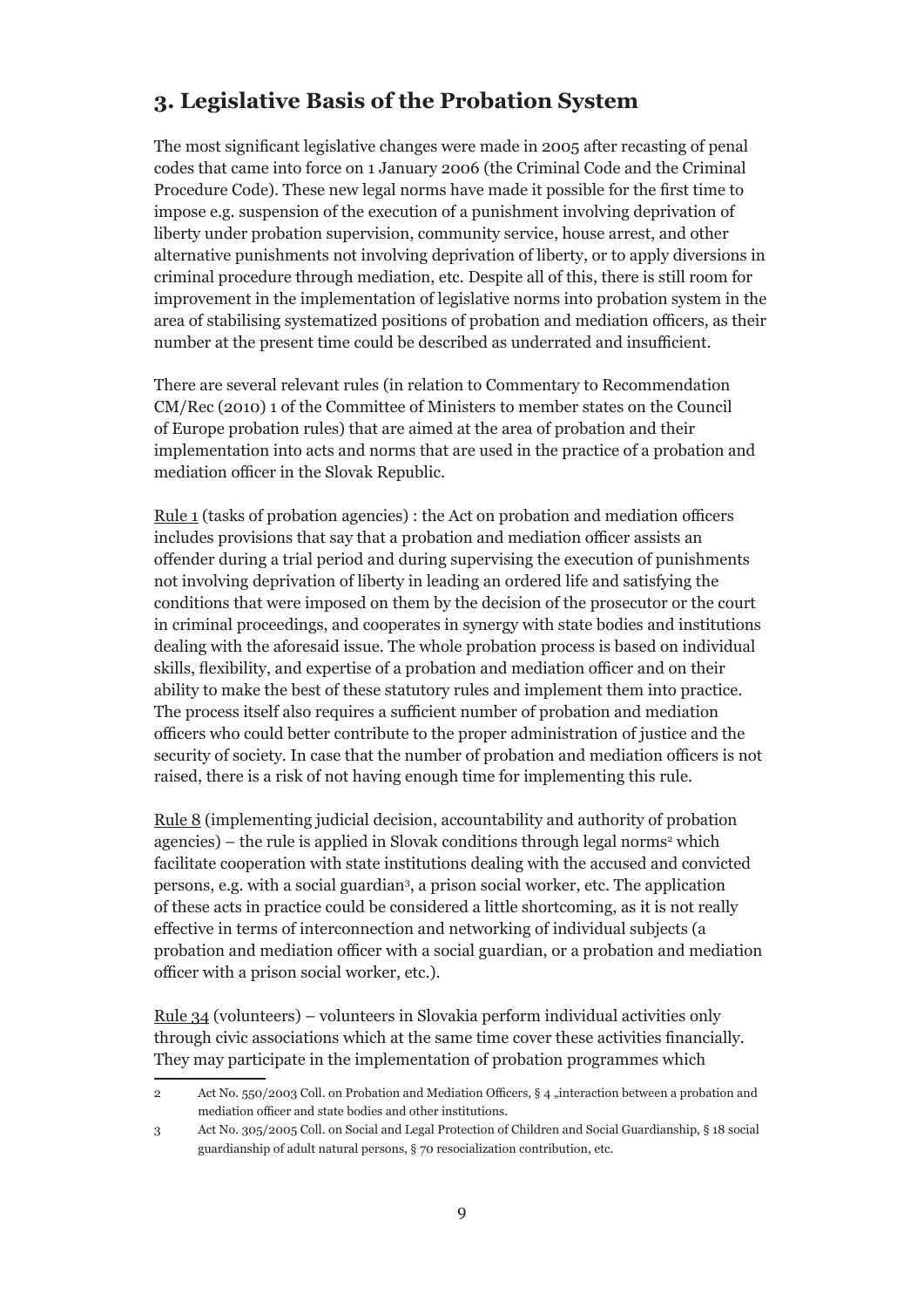## 3. Legislative Basis of the Probation System

The most significant legislative changes were made in 2005 after recasting of penal codes that came into force on 1 January 2006 (the Criminal Code and the Criminal Procedure Code). These new legal norms have made it possible for the first time to impose e.g. suspension of the execution of a punishment involving deprivation of liberty under probation supervision, community service, house arrest, and other alternative punishments not involving deprivation of liberty, or to apply diversions in criminal procedure through mediation, etc. Despite all of this, there is still room for improvement in the implementation of legislative norms into probation system in the area of stabilising systematized positions of probation and mediation officers, as their number at the present time could be described as underrated and insufficient.

There are several relevant rules (in relation to Commentary to Recommendation CM/Rec (2010) 1 of the Committee of Ministers to member states on the Council of Europe probation rules) that are aimed at the area of probation and their implementation into acts and norms that are used in the practice of a probation and mediation officer in the Slovak Republic.

Rule 1 (tasks of probation agencies) : the Act on probation and mediation officers includes provisions that say that a probation and mediation officer assists an offender during a trial period and during supervising the execution of punishments not involving deprivation of liberty in leading an ordered life and satisfying the conditions that were imposed on them by the decision of the prosecutor or the court in criminal proceedings, and cooperates in synergy with state bodies and institutions dealing with the aforesaid issue. The whole probation process is based on individual skills, flexibility, and expertise of a probation and mediation officer and on their ability to make the best of these statutory rules and implement them into practice. The process itself also requires a sufficient number of probation and mediation officers who could better contribute to the proper administration of justice and the security of society. In case that the number of probation and mediation officers is not raised, there is a risk of not having enough time for implementing this rule.

Rule 8 (implementing judicial decision, accountability and authority of probation agencies) – the rule is applied in Slovak conditions through legal norms[2] which facilitate cooperation with state institutions dealing with the accused and convicted persons, e.g. with a social guardian[3], a prison social worker, etc. The application of these acts in practice could be considered a little shortcoming, as it is not really effective in terms of interconnection and networking of individual subjects (a probation and mediation officer with a social guardian, or a probation and mediation officer with a prison social worker, etc.).

Rule 34 (volunteers) – volunteers in Slovakia perform individual activities only through civic associations which at the same time cover these activities financially. They may participate in the implementation of probation programmes which

---

2 Act No. 550/2003 Coll. on Probation and Mediation Officers, § 4 „interaction between a probation and mediation officer and state bodies and other institutions.

3 Act No. 305/2005 Coll. on Social and Legal Protection of Children and Social Guardianship, § 18 social guardianship of adult natural persons, § 70 resocialization contribution, etc.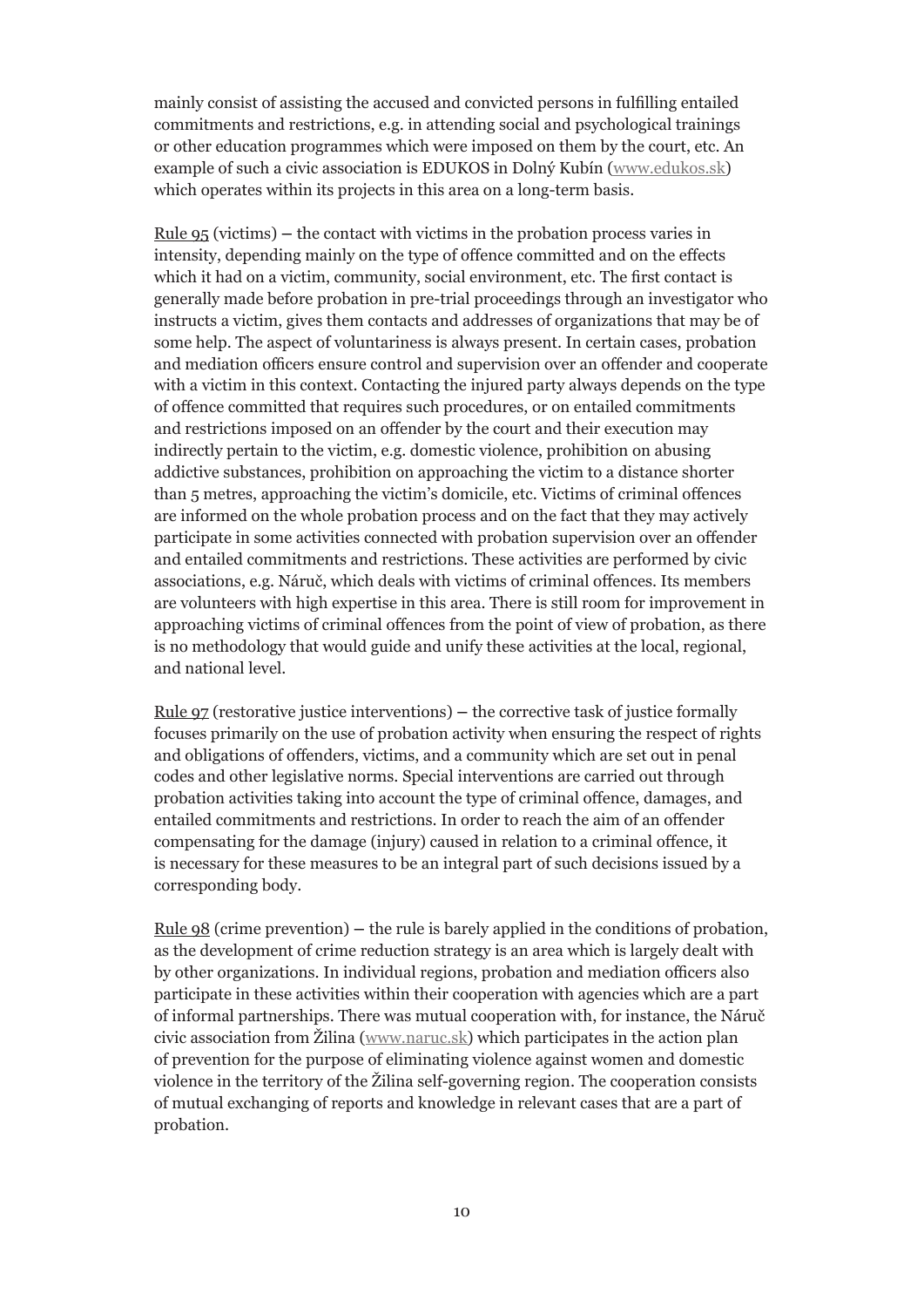mainly consist of assisting the accused and convicted persons in fulfilling entailed commitments and restrictions, e.g. in attending social and psychological trainings or other education programmes which were imposed on them by the court, etc. An example of such a civic association is EDUKOS in Dolný Kubín (www.edukos.sk) which operates within its projects in this area on a long-term basis.

Rule 95 (victims) – the contact with victims in the probation process varies in intensity, depending mainly on the type of offence committed and on the effects which it had on a victim, community, social environment, etc. The first contact is generally made before probation in pre-trial proceedings through an investigator who instructs a victim, gives them contacts and addresses of organizations that may be of some help. The aspect of voluntariness is always present. In certain cases, probation and mediation officers ensure control and supervision over an offender and cooperate with a victim in this context. Contacting the injured party always depends on the type of offence committed that requires such procedures, or on entailed commitments and restrictions imposed on an offender by the court and their execution may indirectly pertain to the victim, e.g. domestic violence, prohibition on abusing addictive substances, prohibition on approaching the victim to a distance shorter than 5 metres, approaching the victim's domicile, etc. Victims of criminal offences are informed on the whole probation process and on the fact that they may actively participate in some activities connected with probation supervision over an offender and entailed commitments and restrictions. These activities are performed by civic associations, e.g. Náruč, which deals with victims of criminal offences. Its members are volunteers with high expertise in this area. There is still room for improvement in approaching victims of criminal offences from the point of view of probation, as there is no methodology that would guide and unify these activities at the local, regional, and national level.

Rule 97 (restorative justice interventions) – the corrective task of justice formally focuses primarily on the use of probation activity when ensuring the respect of rights and obligations of offenders, victims, and a community which are set out in penal codes and other legislative norms. Special interventions are carried out through probation activities taking into account the type of criminal offence, damages, and entailed commitments and restrictions. In order to reach the aim of an offender compensating for the damage (injury) caused in relation to a criminal offence, it is necessary for these measures to be an integral part of such decisions issued by a corresponding body.

Rule 98 (crime prevention) – the rule is barely applied in the conditions of probation, as the development of crime reduction strategy is an area which is largely dealt with by other organizations. In individual regions, probation and mediation officers also participate in these activities within their cooperation with agencies which are a part of informal partnerships. There was mutual cooperation with, for instance, the Náruč civic association from Žilina (www.naruc.sk) which participates in the action plan of prevention for the purpose of eliminating violence against women and domestic violence in the territory of the Žilina self-governing region. The cooperation consists of mutual exchanging of reports and knowledge in relevant cases that are a part of probation.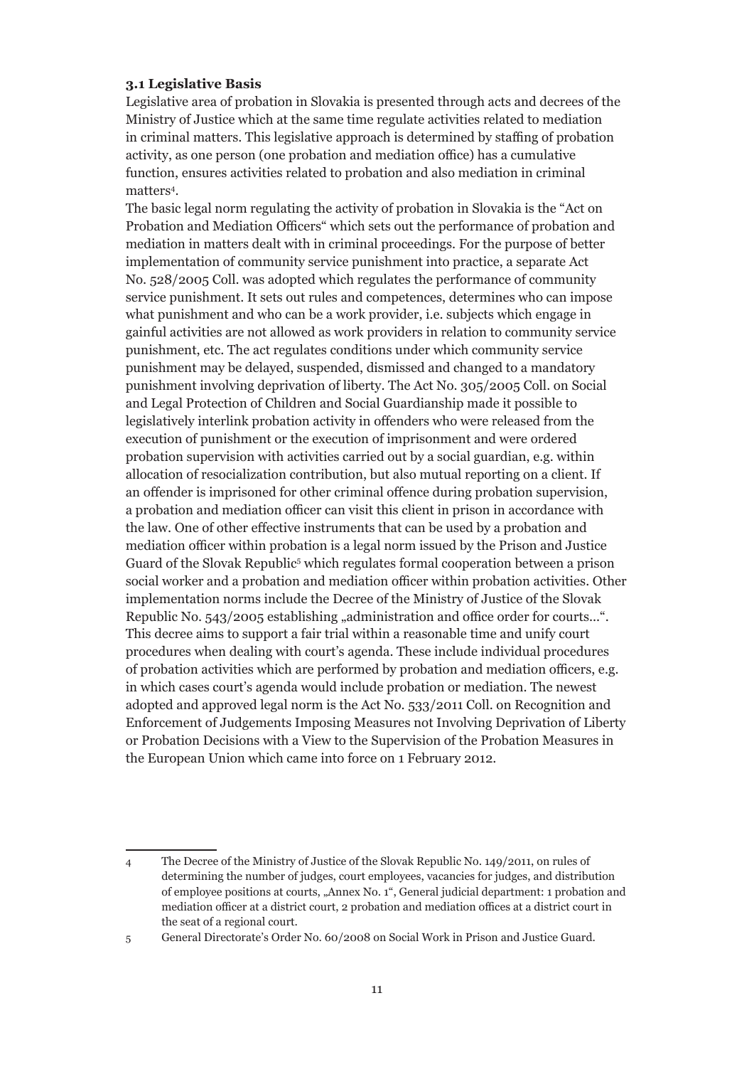### 3.1 Legislative Basis

Legislative area of probation in Slovakia is presented through acts and decrees of the Ministry of Justice which at the same time regulate activities related to mediation in criminal matters. This legislative approach is determined by staffing of probation activity, as one person (one probation and mediation office) has a cumulative function, ensures activities related to probation and also mediation in criminal matters[4].

The basic legal norm regulating the activity of probation in Slovakia is the "Act on Probation and Mediation Officers" which sets out the performance of probation and mediation in matters dealt with in criminal proceedings. For the purpose of better implementation of community service punishment into practice, a separate Act No. 528/2005 Coll. was adopted which regulates the performance of community service punishment. It sets out rules and competences, determines who can impose what punishment and who can be a work provider, i.e. subjects which engage in gainful activities are not allowed as work providers in relation to community service punishment, etc. The act regulates conditions under which community service punishment may be delayed, suspended, dismissed and changed to a mandatory punishment involving deprivation of liberty. The Act No. 305/2005 Coll. on Social and Legal Protection of Children and Social Guardianship made it possible to legislatively interlink probation activity in offenders who were released from the execution of punishment or the execution of imprisonment and were ordered probation supervision with activities carried out by a social guardian, e.g. within allocation of resocialization contribution, but also mutual reporting on a client. If an offender is imprisoned for other criminal offence during probation supervision, a probation and mediation officer can visit this client in prison in accordance with the law. One of other effective instruments that can be used by a probation and mediation officer within probation is a legal norm issued by the Prison and Justice Guard of the Slovak Republic[5] which regulates formal cooperation between a prison social worker and a probation and mediation officer within probation activities. Other implementation norms include the Decree of the Ministry of Justice of the Slovak Republic No. 543/2005 establishing „administration and office order for courts...". This decree aims to support a fair trial within a reasonable time and unify court procedures when dealing with court's agenda. These include individual procedures of probation activities which are performed by probation and mediation officers, e.g. in which cases court's agenda would include probation or mediation. The newest adopted and approved legal norm is the Act No. 533/2011 Coll. on Recognition and Enforcement of Judgements Imposing Measures not Involving Deprivation of Liberty or Probation Decisions with a View to the Supervision of the Probation Measures in the European Union which came into force on 1 February 2012.

---

4 The Decree of the Ministry of Justice of the Slovak Republic No. 149/2011, on rules of determining the number of judges, court employees, vacancies for judges, and distribution of employee positions at courts, „Annex No. 1", General judicial department: 1 probation and mediation officer at a district court, 2 probation and mediation offices at a district court in the seat of a regional court.

5 General Directorate's Order No. 60/2008 on Social Work in Prison and Justice Guard.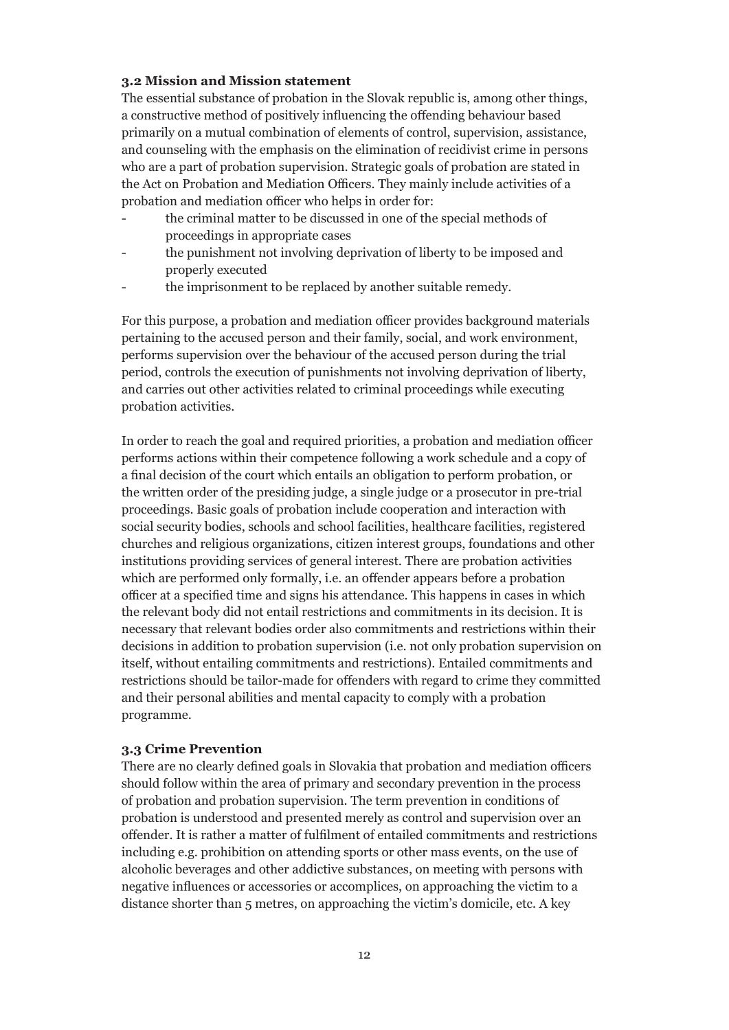### 3.2 Mission and Mission statement

The essential substance of probation in the Slovak republic is, among other things, a constructive method of positively influencing the offending behaviour based primarily on a mutual combination of elements of control, supervision, assistance, and counseling with the emphasis on the elimination of recidivist crime in persons who are a part of probation supervision. Strategic goals of probation are stated in the Act on Probation and Mediation Officers. They mainly include activities of a probation and mediation officer who helps in order for:

- the criminal matter to be discussed in one of the special methods of proceedings in appropriate cases
- the punishment not involving deprivation of liberty to be imposed and properly executed
- the imprisonment to be replaced by another suitable remedy.

For this purpose, a probation and mediation officer provides background materials pertaining to the accused person and their family, social, and work environment, performs supervision over the behaviour of the accused person during the trial period, controls the execution of punishments not involving deprivation of liberty, and carries out other activities related to criminal proceedings while executing probation activities.

In order to reach the goal and required priorities, a probation and mediation officer performs actions within their competence following a work schedule and a copy of a final decision of the court which entails an obligation to perform probation, or the written order of the presiding judge, a single judge or a prosecutor in pre-trial proceedings. Basic goals of probation include cooperation and interaction with social security bodies, schools and school facilities, healthcare facilities, registered churches and religious organizations, citizen interest groups, foundations and other institutions providing services of general interest. There are probation activities which are performed only formally, i.e. an offender appears before a probation officer at a specified time and signs his attendance. This happens in cases in which the relevant body did not entail restrictions and commitments in its decision. It is necessary that relevant bodies order also commitments and restrictions within their decisions in addition to probation supervision (i.e. not only probation supervision on itself, without entailing commitments and restrictions). Entailed commitments and restrictions should be tailor-made for offenders with regard to crime they committed and their personal abilities and mental capacity to comply with a probation programme.

### 3.3 Crime Prevention

There are no clearly defined goals in Slovakia that probation and mediation officers should follow within the area of primary and secondary prevention in the process of probation and probation supervision. The term prevention in conditions of probation is understood and presented merely as control and supervision over an offender. It is rather a matter of fulfilment of entailed commitments and restrictions including e.g. prohibition on attending sports or other mass events, on the use of alcoholic beverages and other addictive substances, on meeting with persons with negative influences or accessories or accomplices, on approaching the victim to a distance shorter than 5 metres, on approaching the victim's domicile, etc. A key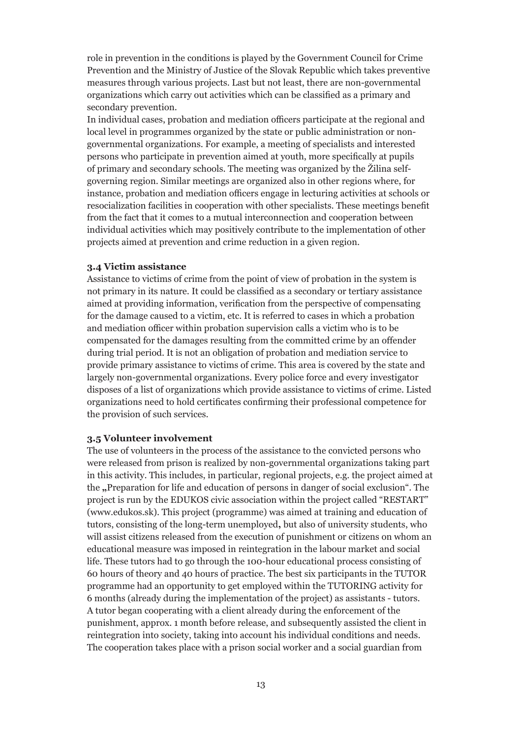role in prevention in the conditions is played by the Government Council for Crime Prevention and the Ministry of Justice of the Slovak Republic which takes preventive measures through various projects. Last but not least, there are non-governmental organizations which carry out activities which can be classified as a primary and secondary prevention.

In individual cases, probation and mediation officers participate at the regional and local level in programmes organized by the state or public administration or non-governmental organizations. For example, a meeting of specialists and interested persons who participate in prevention aimed at youth, more specifically at pupils of primary and secondary schools. The meeting was organized by the Žilina self-governing region. Similar meetings are organized also in other regions where, for instance, probation and mediation officers engage in lecturing activities at schools or resocialization facilities in cooperation with other specialists. These meetings benefit from the fact that it comes to a mutual interconnection and cooperation between individual activities which may positively contribute to the implementation of other projects aimed at prevention and crime reduction in a given region.

### 3.4 Victim assistance

Assistance to victims of crime from the point of view of probation in the system is not primary in its nature. It could be classified as a secondary or tertiary assistance aimed at providing information, verification from the perspective of compensating for the damage caused to a victim, etc. It is referred to cases in which a probation and mediation officer within probation supervision calls a victim who is to be compensated for the damages resulting from the committed crime by an offender during trial period. It is not an obligation of probation and mediation service to provide primary assistance to victims of crime. This area is covered by the state and largely non-governmental organizations. Every police force and every investigator disposes of a list of organizations which provide assistance to victims of crime. Listed organizations need to hold certificates confirming their professional competence for the provision of such services.

### 3.5 Volunteer involvement

The use of volunteers in the process of the assistance to the convicted persons who were released from prison is realized by non-governmental organizations taking part in this activity. This includes, in particular, regional projects, e.g. the project aimed at the **„**Preparation for life and education of persons in danger of social exclusion". The project is run by the EDUKOS civic association within the project called "RESTART" (www.edukos.sk). This project (programme) was aimed at training and education of tutors, consisting of the long-term unemployed**,** but also of university students, who will assist citizens released from the execution of punishment or citizens on whom an educational measure was imposed in reintegration in the labour market and social life. These tutors had to go through the 100-hour educational process consisting of 60 hours of theory and 40 hours of practice. The best six participants in the TUTOR programme had an opportunity to get employed within the TUTORING activity for 6 months (already during the implementation of the project) as assistants - tutors. A tutor began cooperating with a client already during the enforcement of the punishment, approx. 1 month before release, and subsequently assisted the client in reintegration into society, taking into account his individual conditions and needs. The cooperation takes place with a prison social worker and a social guardian from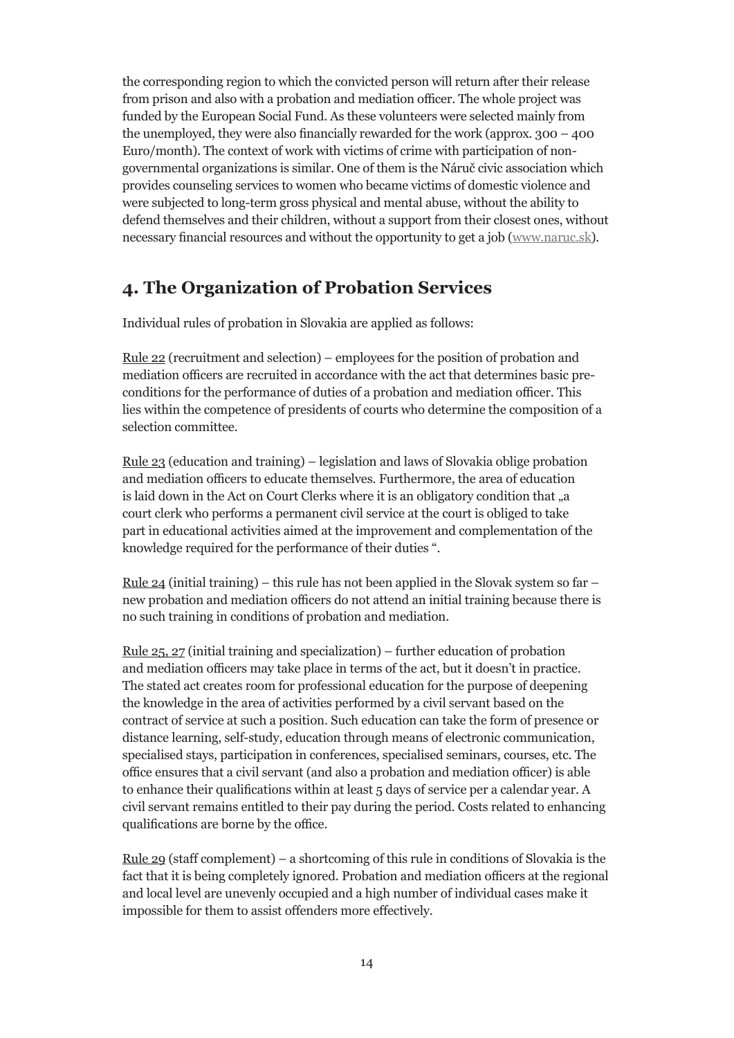the corresponding region to which the convicted person will return after their release from prison and also with a probation and mediation officer. The whole project was funded by the European Social Fund. As these volunteers were selected mainly from the unemployed, they were also financially rewarded for the work (approx. 300 – 400 Euro/month). The context of work with victims of crime with participation of non-governmental organizations is similar. One of them is the Náruč civic association which provides counseling services to women who became victims of domestic violence and were subjected to long-term gross physical and mental abuse, without the ability to defend themselves and their children, without a support from their closest ones, without necessary financial resources and without the opportunity to get a job (www.naruc.sk).

## 4. The Organization of Probation Services

Individual rules of probation in Slovakia are applied as follows:

Rule 22 (recruitment and selection) – employees for the position of probation and mediation officers are recruited in accordance with the act that determines basic pre-conditions for the performance of duties of a probation and mediation officer. This lies within the competence of presidents of courts who determine the composition of a selection committee.

Rule 23 (education and training) – legislation and laws of Slovakia oblige probation and mediation officers to educate themselves. Furthermore, the area of education is laid down in the Act on Court Clerks where it is an obligatory condition that „a court clerk who performs a permanent civil service at the court is obliged to take part in educational activities aimed at the improvement and complementation of the knowledge required for the performance of their duties ".

Rule 24 (initial training) – this rule has not been applied in the Slovak system so far – new probation and mediation officers do not attend an initial training because there is no such training in conditions of probation and mediation.

Rule 25, 27 (initial training and specialization) – further education of probation and mediation officers may take place in terms of the act, but it doesn't in practice. The stated act creates room for professional education for the purpose of deepening the knowledge in the area of activities performed by a civil servant based on the contract of service at such a position. Such education can take the form of presence or distance learning, self-study, education through means of electronic communication, specialised stays, participation in conferences, specialised seminars, courses, etc. The office ensures that a civil servant (and also a probation and mediation officer) is able to enhance their qualifications within at least 5 days of service per a calendar year. A civil servant remains entitled to their pay during the period. Costs related to enhancing qualifications are borne by the office.

Rule 29 (staff complement) – a shortcoming of this rule in conditions of Slovakia is the fact that it is being completely ignored. Probation and mediation officers at the regional and local level are unevenly occupied and a high number of individual cases make it impossible for them to assist offenders more effectively.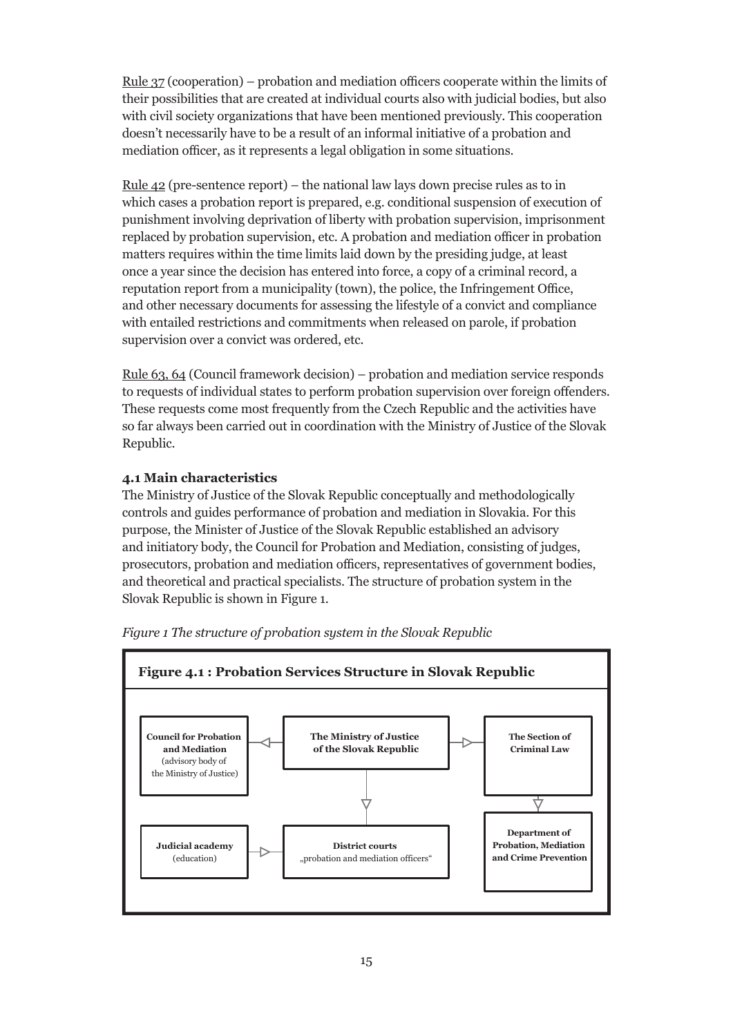Rule 37 (cooperation) – probation and mediation officers cooperate within the limits of their possibilities that are created at individual courts also with judicial bodies, but also with civil society organizations that have been mentioned previously. This cooperation doesn't necessarily have to be a result of an informal initiative of a probation and mediation officer, as it represents a legal obligation in some situations.

Rule 42 (pre-sentence report) – the national law lays down precise rules as to in which cases a probation report is prepared, e.g. conditional suspension of execution of punishment involving deprivation of liberty with probation supervision, imprisonment replaced by probation supervision, etc. A probation and mediation officer in probation matters requires within the time limits laid down by the presiding judge, at least once a year since the decision has entered into force, a copy of a criminal record, a reputation report from a municipality (town), the police, the Infringement Office, and other necessary documents for assessing the lifestyle of a convict and compliance with entailed restrictions and commitments when released on parole, if probation supervision over a convict was ordered, etc.

Rule 63, 64 (Council framework decision) – probation and mediation service responds to requests of individual states to perform probation supervision over foreign offenders. These requests come most frequently from the Czech Republic and the activities have so far always been carried out in coordination with the Ministry of Justice of the Slovak Republic.

### 4.1 Main characteristics

The Ministry of Justice of the Slovak Republic conceptually and methodologically controls and guides performance of probation and mediation in Slovakia. For this purpose, the Minister of Justice of the Slovak Republic established an advisory and initiatory body, the Council for Probation and Mediation, consisting of judges, prosecutors, probation and mediation officers, representatives of government bodies, and theoretical and practical specialists. The structure of probation system in the Slovak Republic is shown in Figure 1.

*Figure 1 The structure of probation system in the Slovak Republic*

**Figure 4.1 : Probation Services Structure in Slovak Republic**

- **The Ministry of Justice of the Slovak Republic**
  - → **Council for Probation and Mediation** (advisory body of the Ministry of Justice)
  - → **The Section of Criminal Law**
    - → **Department of Probation, Mediation and Crime Prevention**
  - → **District courts** „probation and mediation officers“
- **Judicial academy** (education) → **District courts**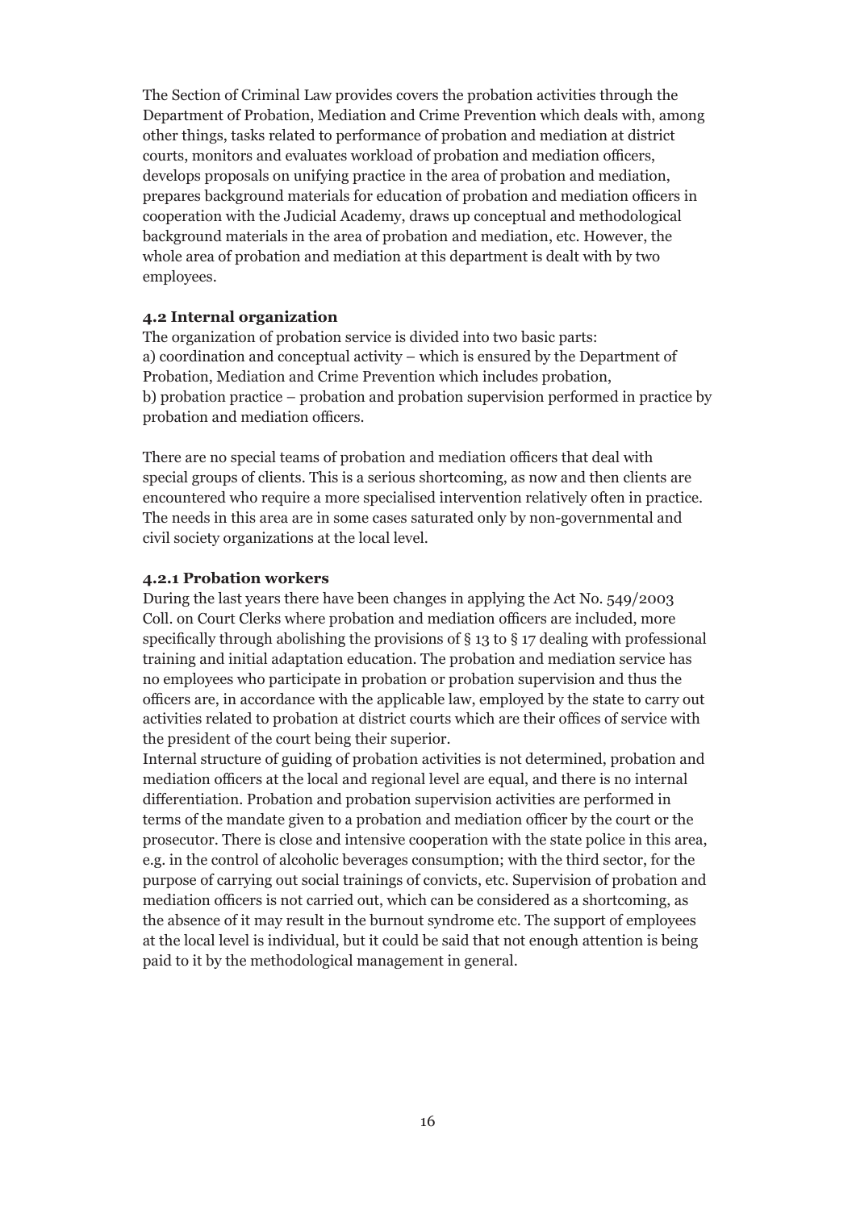The Section of Criminal Law provides covers the probation activities through the Department of Probation, Mediation and Crime Prevention which deals with, among other things, tasks related to performance of probation and mediation at district courts, monitors and evaluates workload of probation and mediation officers, develops proposals on unifying practice in the area of probation and mediation, prepares background materials for education of probation and mediation officers in cooperation with the Judicial Academy, draws up conceptual and methodological background materials in the area of probation and mediation, etc. However, the whole area of probation and mediation at this department is dealt with by two employees.

### 4.2 Internal organization

The organization of probation service is divided into two basic parts:
a) coordination and conceptual activity – which is ensured by the Department of Probation, Mediation and Crime Prevention which includes probation,
b) probation practice – probation and probation supervision performed in practice by probation and mediation officers.

There are no special teams of probation and mediation officers that deal with special groups of clients. This is a serious shortcoming, as now and then clients are encountered who require a more specialised intervention relatively often in practice. The needs in this area are in some cases saturated only by non-governmental and civil society organizations at the local level.

#### 4.2.1 Probation workers

During the last years there have been changes in applying the Act No. 549/2003 Coll. on Court Clerks where probation and mediation officers are included, more specifically through abolishing the provisions of § 13 to § 17 dealing with professional training and initial adaptation education. The probation and mediation service has no employees who participate in probation or probation supervision and thus the officers are, in accordance with the applicable law, employed by the state to carry out activities related to probation at district courts which are their offices of service with the president of the court being their superior.
Internal structure of guiding of probation activities is not determined, probation and mediation officers at the local and regional level are equal, and there is no internal differentiation. Probation and probation supervision activities are performed in terms of the mandate given to a probation and mediation officer by the court or the prosecutor. There is close and intensive cooperation with the state police in this area, e.g. in the control of alcoholic beverages consumption; with the third sector, for the purpose of carrying out social trainings of convicts, etc. Supervision of probation and mediation officers is not carried out, which can be considered as a shortcoming, as the absence of it may result in the burnout syndrome etc. The support of employees at the local level is individual, but it could be said that not enough attention is being paid to it by the methodological management in general.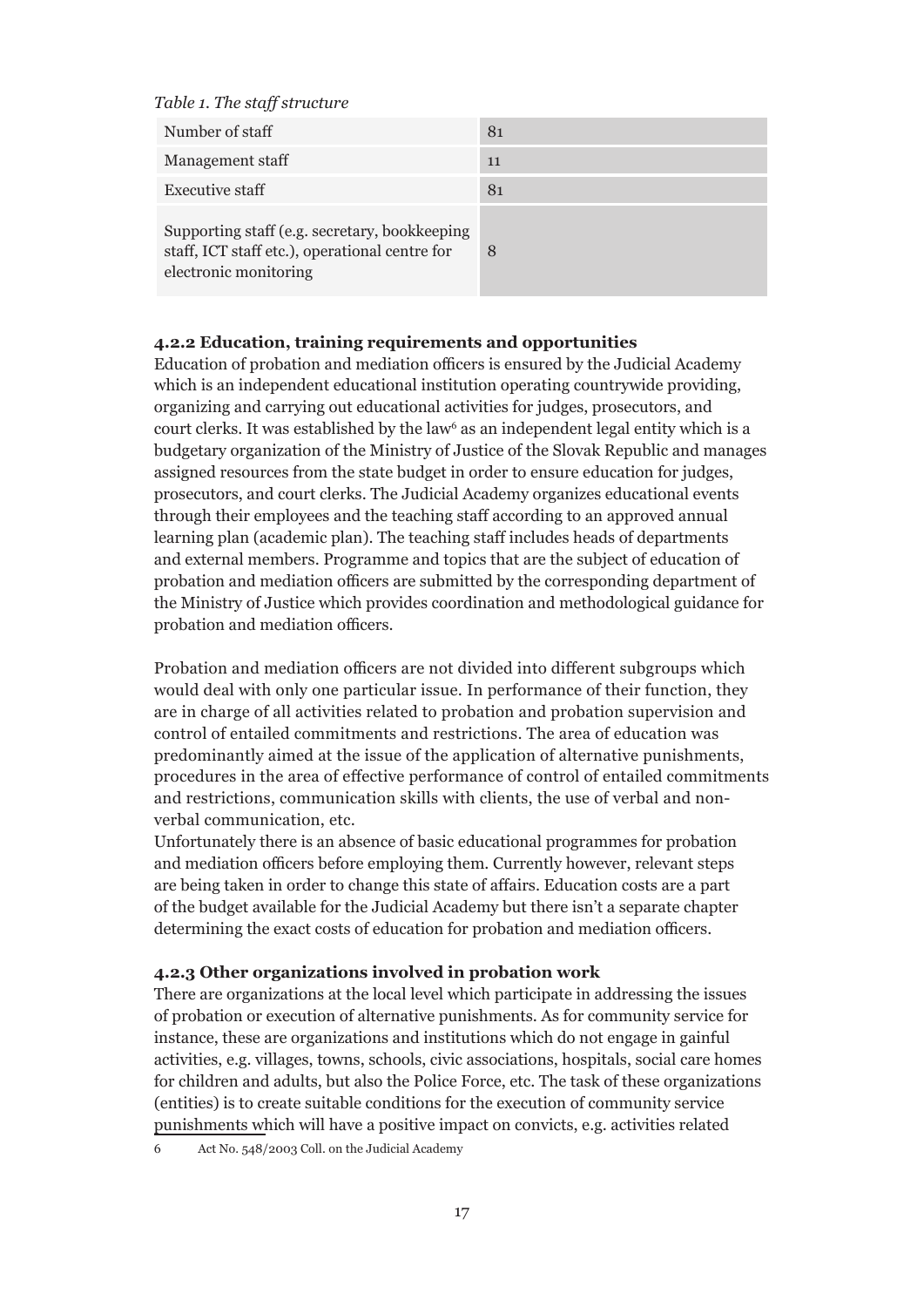*Table 1. The staff structure*

| | |
|---|---|
| Number of staff | 81 |
| Management staff | 11 |
| Executive staff | 81 |
| Supporting staff (e.g. secretary, bookkeeping staff, ICT staff etc.), operational centre for electronic monitoring | 8 |

### 4.2.2 Education, training requirements and opportunities

Education of probation and mediation officers is ensured by the Judicial Academy which is an independent educational institution operating countrywide providing, organizing and carrying out educational activities for judges, prosecutors, and court clerks. It was established by the law[6] as an independent legal entity which is a budgetary organization of the Ministry of Justice of the Slovak Republic and manages assigned resources from the state budget in order to ensure education for judges, prosecutors, and court clerks. The Judicial Academy organizes educational events through their employees and the teaching staff according to an approved annual learning plan (academic plan). The teaching staff includes heads of departments and external members. Programme and topics that are the subject of education of probation and mediation officers are submitted by the corresponding department of the Ministry of Justice which provides coordination and methodological guidance for probation and mediation officers.

Probation and mediation officers are not divided into different subgroups which would deal with only one particular issue. In performance of their function, they are in charge of all activities related to probation and probation supervision and control of entailed commitments and restrictions. The area of education was predominantly aimed at the issue of the application of alternative punishments, procedures in the area of effective performance of control of entailed commitments and restrictions, communication skills with clients, the use of verbal and non-verbal communication, etc.

Unfortunately there is an absence of basic educational programmes for probation and mediation officers before employing them. Currently however, relevant steps are being taken in order to change this state of affairs. Education costs are a part of the budget available for the Judicial Academy but there isn't a separate chapter determining the exact costs of education for probation and mediation officers.

### 4.2.3 Other organizations involved in probation work

There are organizations at the local level which participate in addressing the issues of probation or execution of alternative punishments. As for community service for instance, these are organizations and institutions which do not engage in gainful activities, e.g. villages, towns, schools, civic associations, hospitals, social care homes for children and adults, but also the Police Force, etc. The task of these organizations (entities) is to create suitable conditions for the execution of community service punishments which will have a positive impact on convicts, e.g. activities related

6 Act No. 548/2003 Coll. on the Judicial Academy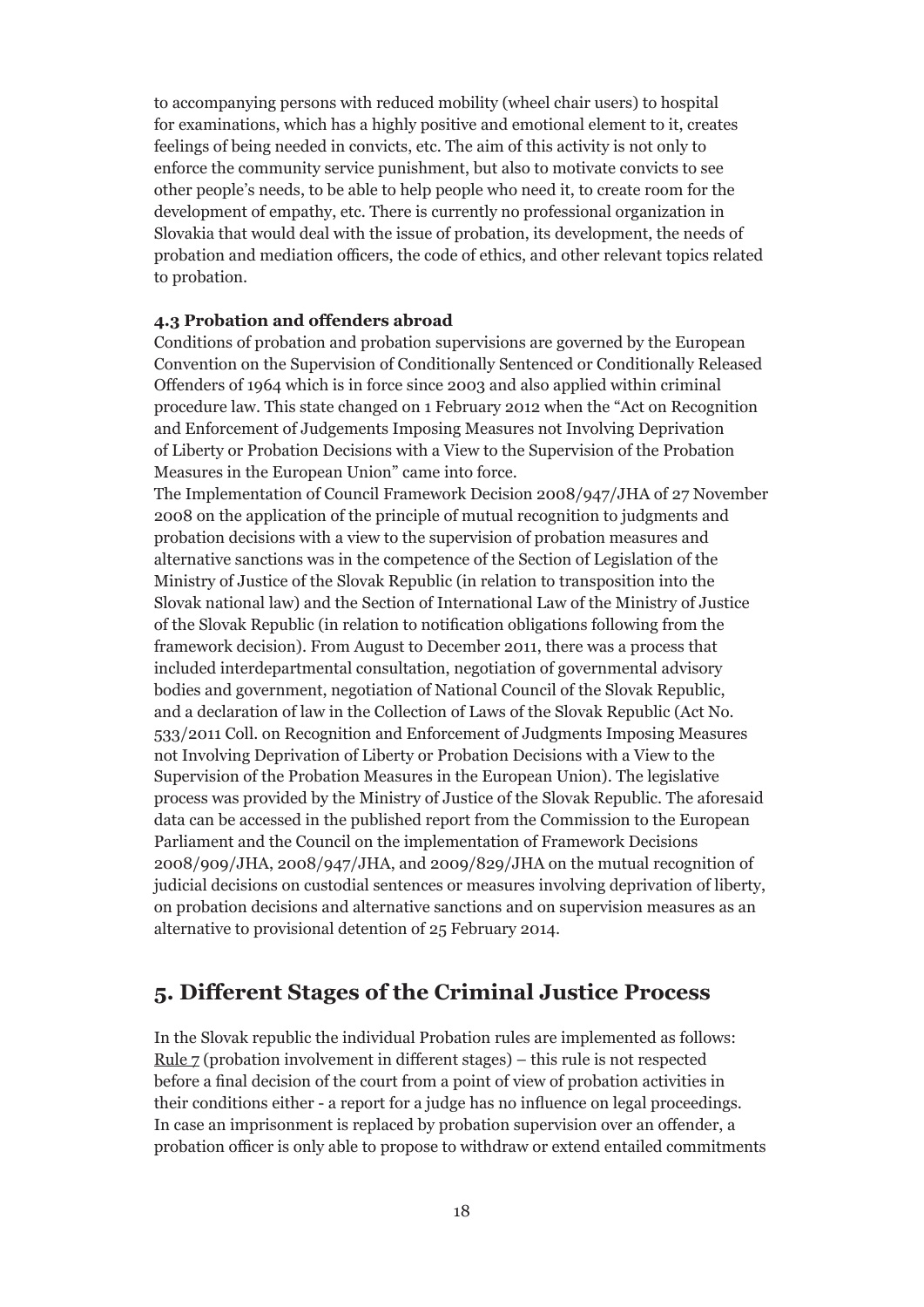to accompanying persons with reduced mobility (wheel chair users) to hospital for examinations, which has a highly positive and emotional element to it, creates feelings of being needed in convicts, etc. The aim of this activity is not only to enforce the community service punishment, but also to motivate convicts to see other people's needs, to be able to help people who need it, to create room for the development of empathy, etc. There is currently no professional organization in Slovakia that would deal with the issue of probation, its development, the needs of probation and mediation officers, the code of ethics, and other relevant topics related to probation.

### 4.3 Probation and offenders abroad

Conditions of probation and probation supervisions are governed by the European Convention on the Supervision of Conditionally Sentenced or Conditionally Released Offenders of 1964 which is in force since 2003 and also applied within criminal procedure law. This state changed on 1 February 2012 when the "Act on Recognition and Enforcement of Judgements Imposing Measures not Involving Deprivation of Liberty or Probation Decisions with a View to the Supervision of the Probation Measures in the European Union" came into force.

The Implementation of Council Framework Decision 2008/947/JHA of 27 November 2008 on the application of the principle of mutual recognition to judgments and probation decisions with a view to the supervision of probation measures and alternative sanctions was in the competence of the Section of Legislation of the Ministry of Justice of the Slovak Republic (in relation to transposition into the Slovak national law) and the Section of International Law of the Ministry of Justice of the Slovak Republic (in relation to notification obligations following from the framework decision). From August to December 2011, there was a process that included interdepartmental consultation, negotiation of governmental advisory bodies and government, negotiation of National Council of the Slovak Republic, and a declaration of law in the Collection of Laws of the Slovak Republic (Act No. 533/2011 Coll. on Recognition and Enforcement of Judgments Imposing Measures not Involving Deprivation of Liberty or Probation Decisions with a View to the Supervision of the Probation Measures in the European Union). The legislative process was provided by the Ministry of Justice of the Slovak Republic. The aforesaid data can be accessed in the published report from the Commission to the European Parliament and the Council on the implementation of Framework Decisions 2008/909/JHA, 2008/947/JHA, and 2009/829/JHA on the mutual recognition of judicial decisions on custodial sentences or measures involving deprivation of liberty, on probation decisions and alternative sanctions and on supervision measures as an alternative to provisional detention of 25 February 2014.

## 5. Different Stages of the Criminal Justice Process

In the Slovak republic the individual Probation rules are implemented as follows: Rule 7 (probation involvement in different stages) – this rule is not respected before a final decision of the court from a point of view of probation activities in their conditions either - a report for a judge has no influence on legal proceedings. In case an imprisonment is replaced by probation supervision over an offender, a probation officer is only able to propose to withdraw or extend entailed commitments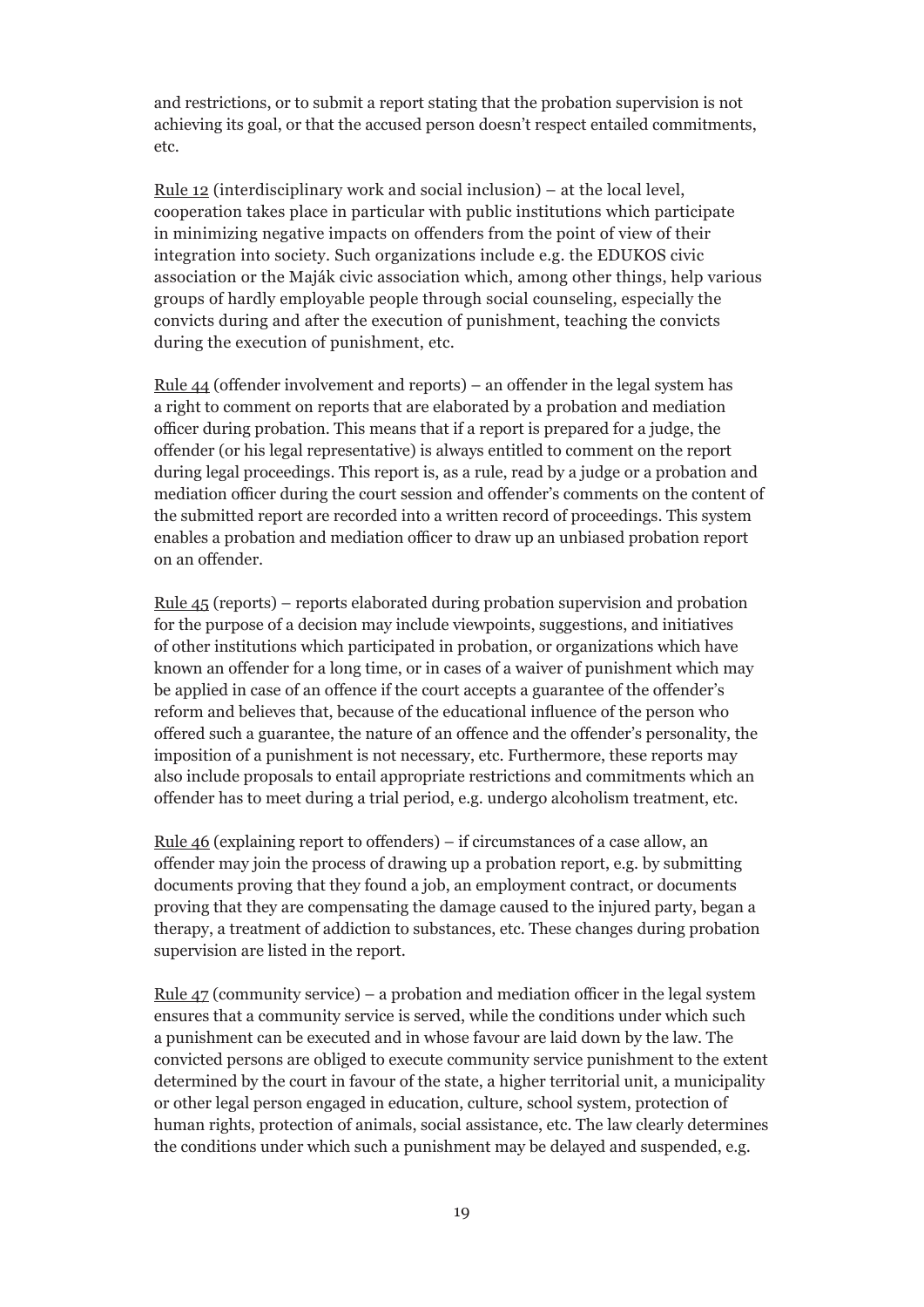and restrictions, or to submit a report stating that the probation supervision is not achieving its goal, or that the accused person doesn't respect entailed commitments, etc.

Rule 12 (interdisciplinary work and social inclusion) – at the local level, cooperation takes place in particular with public institutions which participate in minimizing negative impacts on offenders from the point of view of their integration into society. Such organizations include e.g. the EDUKOS civic association or the Maják civic association which, among other things, help various groups of hardly employable people through social counseling, especially the convicts during and after the execution of punishment, teaching the convicts during the execution of punishment, etc.

Rule 44 (offender involvement and reports) – an offender in the legal system has a right to comment on reports that are elaborated by a probation and mediation officer during probation. This means that if a report is prepared for a judge, the offender (or his legal representative) is always entitled to comment on the report during legal proceedings. This report is, as a rule, read by a judge or a probation and mediation officer during the court session and offender's comments on the content of the submitted report are recorded into a written record of proceedings. This system enables a probation and mediation officer to draw up an unbiased probation report on an offender.

Rule 45 (reports) – reports elaborated during probation supervision and probation for the purpose of a decision may include viewpoints, suggestions, and initiatives of other institutions which participated in probation, or organizations which have known an offender for a long time, or in cases of a waiver of punishment which may be applied in case of an offence if the court accepts a guarantee of the offender's reform and believes that, because of the educational influence of the person who offered such a guarantee, the nature of an offence and the offender's personality, the imposition of a punishment is not necessary, etc. Furthermore, these reports may also include proposals to entail appropriate restrictions and commitments which an offender has to meet during a trial period, e.g. undergo alcoholism treatment, etc.

Rule 46 (explaining report to offenders) – if circumstances of a case allow, an offender may join the process of drawing up a probation report, e.g. by submitting documents proving that they found a job, an employment contract, or documents proving that they are compensating the damage caused to the injured party, began a therapy, a treatment of addiction to substances, etc. These changes during probation supervision are listed in the report.

Rule 47 (community service) – a probation and mediation officer in the legal system ensures that a community service is served, while the conditions under which such a punishment can be executed and in whose favour are laid down by the law. The convicted persons are obliged to execute community service punishment to the extent determined by the court in favour of the state, a higher territorial unit, a municipality or other legal person engaged in education, culture, school system, protection of human rights, protection of animals, social assistance, etc. The law clearly determines the conditions under which such a punishment may be delayed and suspended, e.g.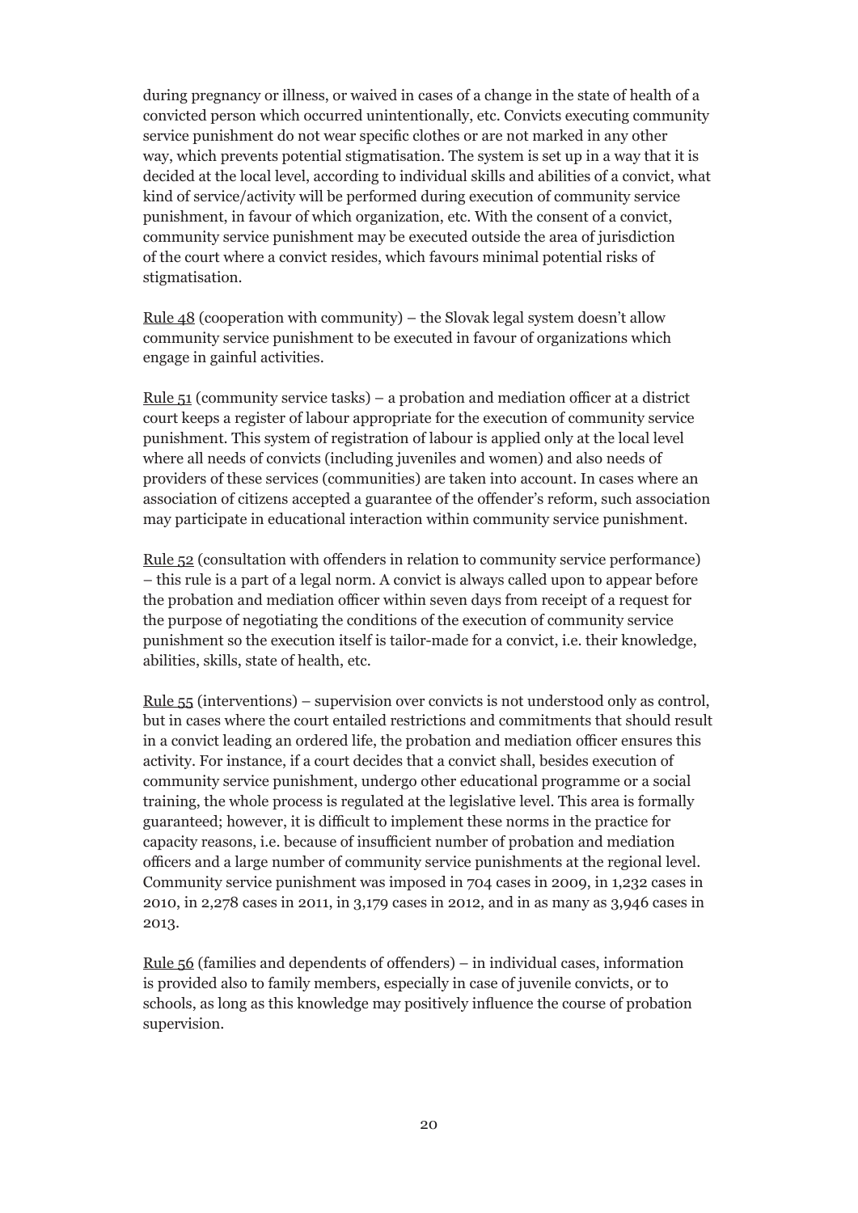during pregnancy or illness, or waived in cases of a change in the state of health of a convicted person which occurred unintentionally, etc. Convicts executing community service punishment do not wear specific clothes or are not marked in any other way, which prevents potential stigmatisation. The system is set up in a way that it is decided at the local level, according to individual skills and abilities of a convict, what kind of service/activity will be performed during execution of community service punishment, in favour of which organization, etc. With the consent of a convict, community service punishment may be executed outside the area of jurisdiction of the court where a convict resides, which favours minimal potential risks of stigmatisation.

Rule 48 (cooperation with community) – the Slovak legal system doesn't allow community service punishment to be executed in favour of organizations which engage in gainful activities.

Rule 51 (community service tasks) – a probation and mediation officer at a district court keeps a register of labour appropriate for the execution of community service punishment. This system of registration of labour is applied only at the local level where all needs of convicts (including juveniles and women) and also needs of providers of these services (communities) are taken into account. In cases where an association of citizens accepted a guarantee of the offender's reform, such association may participate in educational interaction within community service punishment.

Rule 52 (consultation with offenders in relation to community service performance) – this rule is a part of a legal norm. A convict is always called upon to appear before the probation and mediation officer within seven days from receipt of a request for the purpose of negotiating the conditions of the execution of community service punishment so the execution itself is tailor-made for a convict, i.e. their knowledge, abilities, skills, state of health, etc.

Rule 55 (interventions) – supervision over convicts is not understood only as control, but in cases where the court entailed restrictions and commitments that should result in a convict leading an ordered life, the probation and mediation officer ensures this activity. For instance, if a court decides that a convict shall, besides execution of community service punishment, undergo other educational programme or a social training, the whole process is regulated at the legislative level. This area is formally guaranteed; however, it is difficult to implement these norms in the practice for capacity reasons, i.e. because of insufficient number of probation and mediation officers and a large number of community service punishments at the regional level. Community service punishment was imposed in 704 cases in 2009, in 1,232 cases in 2010, in 2,278 cases in 2011, in 3,179 cases in 2012, and in as many as 3,946 cases in 2013.

Rule 56 (families and dependents of offenders) – in individual cases, information is provided also to family members, especially in case of juvenile convicts, or to schools, as long as this knowledge may positively influence the course of probation supervision.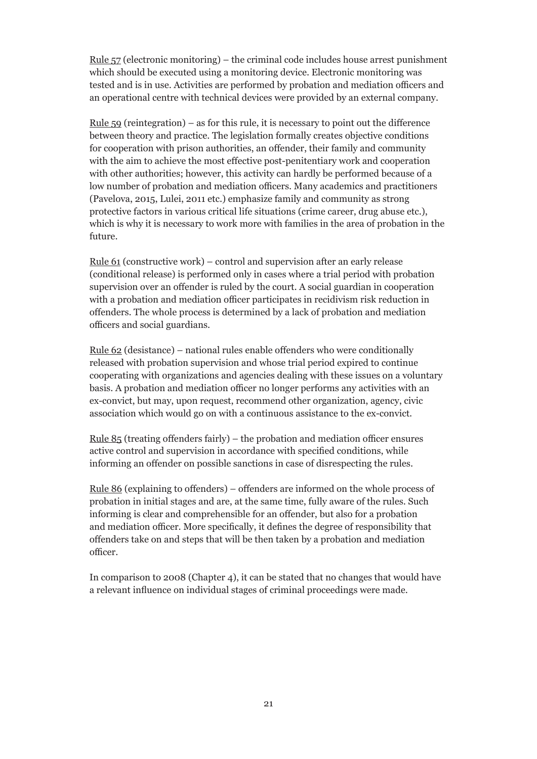Rule 57 (electronic monitoring) – the criminal code includes house arrest punishment which should be executed using a monitoring device. Electronic monitoring was tested and is in use. Activities are performed by probation and mediation officers and an operational centre with technical devices were provided by an external company.

Rule 59 (reintegration) – as for this rule, it is necessary to point out the difference between theory and practice. The legislation formally creates objective conditions for cooperation with prison authorities, an offender, their family and community with the aim to achieve the most effective post-penitentiary work and cooperation with other authorities; however, this activity can hardly be performed because of a low number of probation and mediation officers. Many academics and practitioners (Pavelova, 2015, Lulei, 2011 etc.) emphasize family and community as strong protective factors in various critical life situations (crime career, drug abuse etc.), which is why it is necessary to work more with families in the area of probation in the future.

Rule 61 (constructive work) – control and supervision after an early release (conditional release) is performed only in cases where a trial period with probation supervision over an offender is ruled by the court. A social guardian in cooperation with a probation and mediation officer participates in recidivism risk reduction in offenders. The whole process is determined by a lack of probation and mediation officers and social guardians.

Rule 62 (desistance) – national rules enable offenders who were conditionally released with probation supervision and whose trial period expired to continue cooperating with organizations and agencies dealing with these issues on a voluntary basis. A probation and mediation officer no longer performs any activities with an ex-convict, but may, upon request, recommend other organization, agency, civic association which would go on with a continuous assistance to the ex-convict.

Rule 85 (treating offenders fairly) – the probation and mediation officer ensures active control and supervision in accordance with specified conditions, while informing an offender on possible sanctions in case of disrespecting the rules.

Rule 86 (explaining to offenders) – offenders are informed on the whole process of probation in initial stages and are, at the same time, fully aware of the rules. Such informing is clear and comprehensible for an offender, but also for a probation and mediation officer. More specifically, it defines the degree of responsibility that offenders take on and steps that will be then taken by a probation and mediation officer.

In comparison to 2008 (Chapter 4), it can be stated that no changes that would have a relevant influence on individual stages of criminal proceedings were made.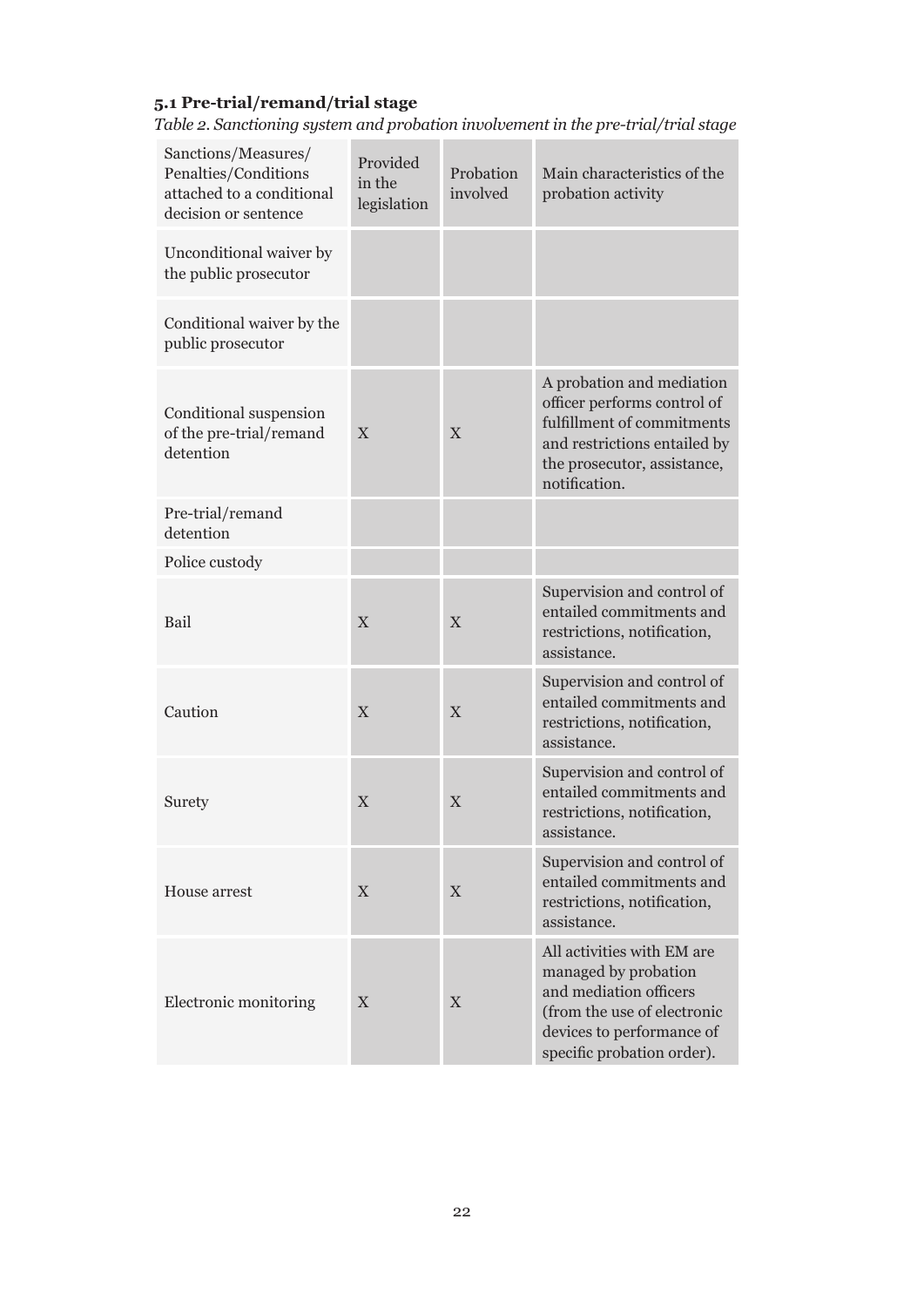### 5.1 Pre-trial/remand/trial stage

*Table 2. Sanctioning system and probation involvement in the pre-trial/trial stage*

| Sanctions/Measures/ Penalties/Conditions attached to a conditional decision or sentence | Provided in the legislation | Probation involved | Main characteristics of the probation activity |
|---|---|---|---|
| Unconditional waiver by the public prosecutor | | | |
| Conditional waiver by the public prosecutor | | | |
| Conditional suspension of the pre-trial/remand detention | X | X | A probation and mediation officer performs control of fulfillment of commitments and restrictions entailed by the prosecutor, assistance, notification. |
| Pre-trial/remand detention | | | |
| Police custody | | | |
| Bail | X | X | Supervision and control of entailed commitments and restrictions, notification, assistance. |
| Caution | X | X | Supervision and control of entailed commitments and restrictions, notification, assistance. |
| Surety | X | X | Supervision and control of entailed commitments and restrictions, notification, assistance. |
| House arrest | X | X | Supervision and control of entailed commitments and restrictions, notification, assistance. |
| Electronic monitoring | X | X | All activities with EM are managed by probation and mediation officers (from the use of electronic devices to performance of specific probation order). |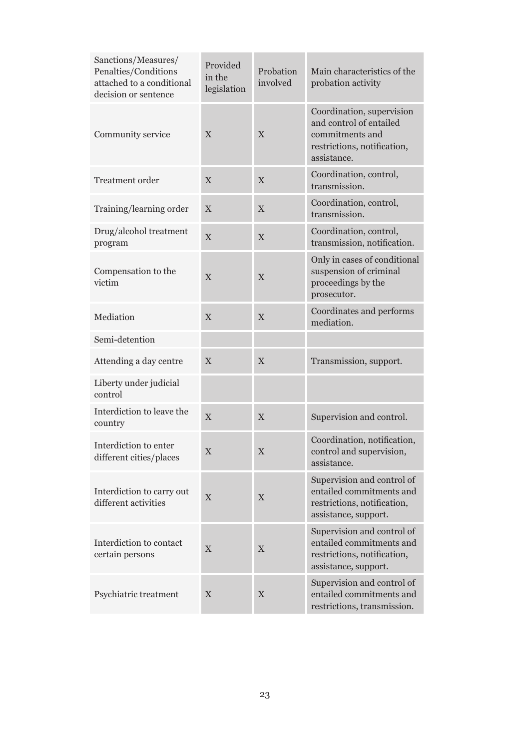| Sanctions/Measures/ Penalties/Conditions attached to a conditional decision or sentence | Provided in the legislation | Probation involved | Main characteristics of the probation activity |
|---|---|---|---|
| Community service | X | X | Coordination, supervision and control of entailed commitments and restrictions, notification, assistance. |
| Treatment order | X | X | Coordination, control, transmission. |
| Training/learning order | X | X | Coordination, control, transmission. |
| Drug/alcohol treatment program | X | X | Coordination, control, transmission, notification. |
| Compensation to the victim | X | X | Only in cases of conditional suspension of criminal proceedings by the prosecutor. |
| Mediation | X | X | Coordinates and performs mediation. |
| Semi-detention | | | |
| Attending a day centre | X | X | Transmission, support. |
| Liberty under judicial control | | | |
| Interdiction to leave the country | X | X | Supervision and control. |
| Interdiction to enter different cities/places | X | X | Coordination, notification, control and supervision, assistance. |
| Interdiction to carry out different activities | X | X | Supervision and control of entailed commitments and restrictions, notification, assistance, support. |
| Interdiction to contact certain persons | X | X | Supervision and control of entailed commitments and restrictions, notification, assistance, support. |
| Psychiatric treatment | X | X | Supervision and control of entailed commitments and restrictions, transmission. |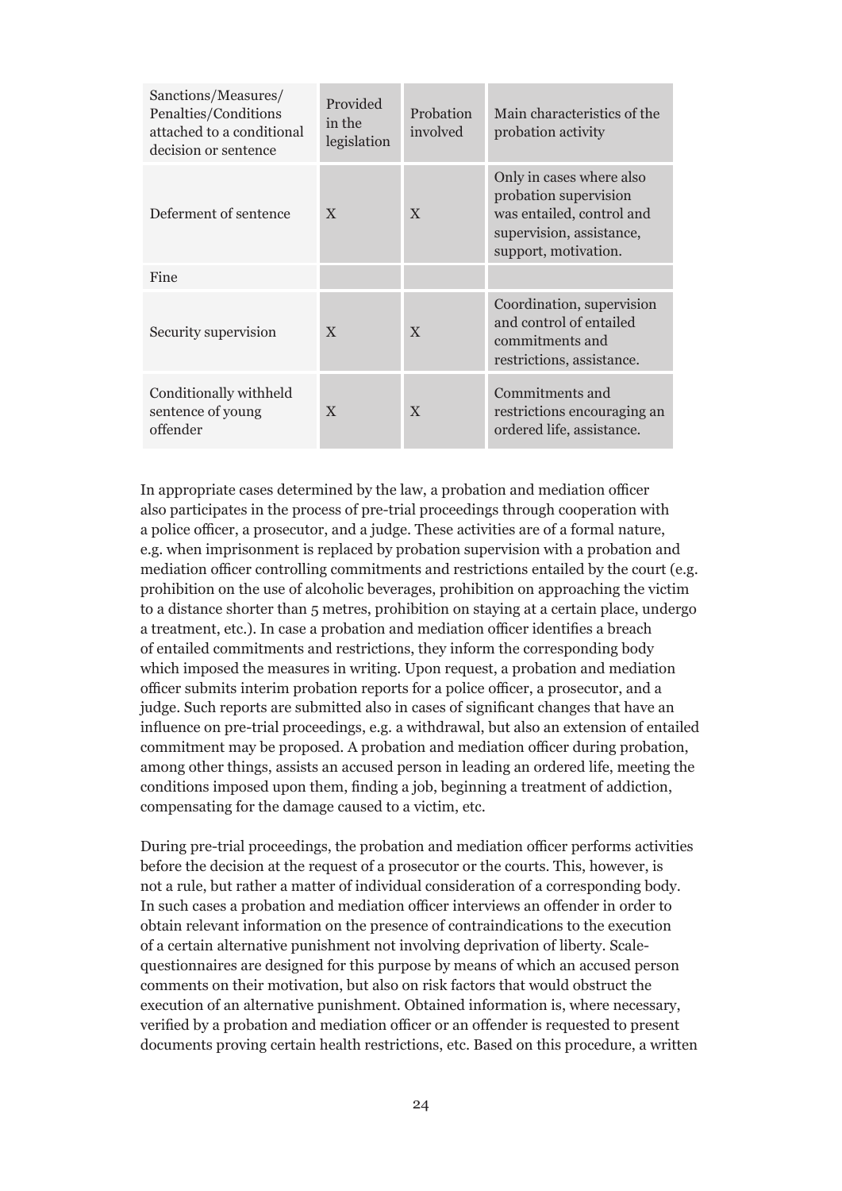| Sanctions/Measures/ Penalties/Conditions attached to a conditional decision or sentence | Provided in the legislation | Probation involved | Main characteristics of the probation activity |
|---|---|---|---|
| Deferment of sentence | X | X | Only in cases where also probation supervision was entailed, control and supervision, assistance, support, motivation. |
| Fine | | | |
| Security supervision | X | X | Coordination, supervision and control of entailed commitments and restrictions, assistance. |
| Conditionally withheld sentence of young offender | X | X | Commitments and restrictions encouraging an ordered life, assistance. |

In appropriate cases determined by the law, a probation and mediation officer also participates in the process of pre-trial proceedings through cooperation with a police officer, a prosecutor, and a judge. These activities are of a formal nature, e.g. when imprisonment is replaced by probation supervision with a probation and mediation officer controlling commitments and restrictions entailed by the court (e.g. prohibition on the use of alcoholic beverages, prohibition on approaching the victim to a distance shorter than 5 metres, prohibition on staying at a certain place, undergo a treatment, etc.). In case a probation and mediation officer identifies a breach of entailed commitments and restrictions, they inform the corresponding body which imposed the measures in writing. Upon request, a probation and mediation officer submits interim probation reports for a police officer, a prosecutor, and a judge. Such reports are submitted also in cases of significant changes that have an influence on pre-trial proceedings, e.g. a withdrawal, but also an extension of entailed commitment may be proposed. A probation and mediation officer during probation, among other things, assists an accused person in leading an ordered life, meeting the conditions imposed upon them, finding a job, beginning a treatment of addiction, compensating for the damage caused to a victim, etc.

During pre-trial proceedings, the probation and mediation officer performs activities before the decision at the request of a prosecutor or the courts. This, however, is not a rule, but rather a matter of individual consideration of a corresponding body. In such cases a probation and mediation officer interviews an offender in order to obtain relevant information on the presence of contraindications to the execution of a certain alternative punishment not involving deprivation of liberty. Scale-questionnaires are designed for this purpose by means of which an accused person comments on their motivation, but also on risk factors that would obstruct the execution of an alternative punishment. Obtained information is, where necessary, verified by a probation and mediation officer or an offender is requested to present documents proving certain health restrictions, etc. Based on this procedure, a written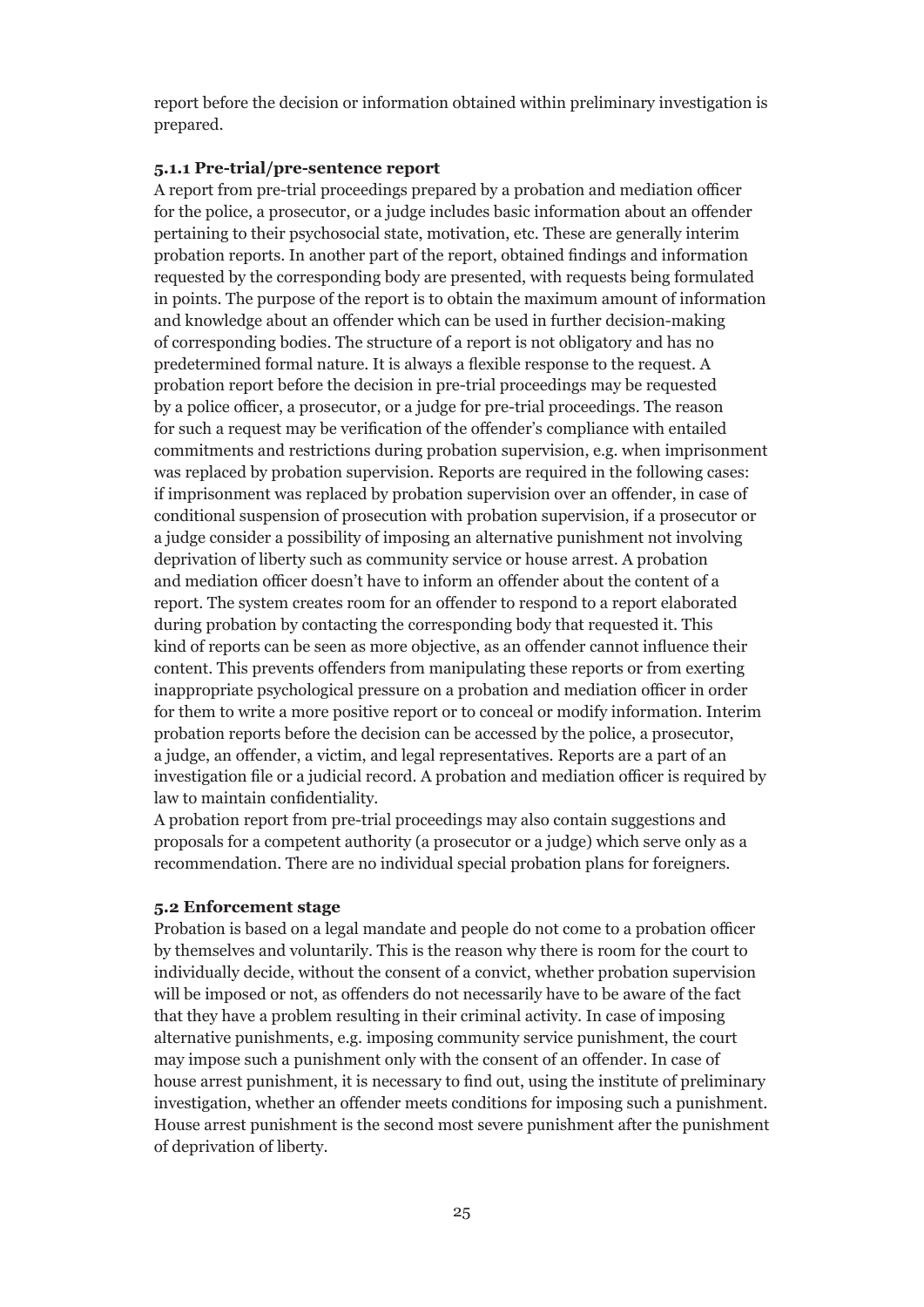report before the decision or information obtained within preliminary investigation is prepared.

### 5.1.1 Pre-trial/pre-sentence report

A report from pre-trial proceedings prepared by a probation and mediation officer for the police, a prosecutor, or a judge includes basic information about an offender pertaining to their psychosocial state, motivation, etc. These are generally interim probation reports. In another part of the report, obtained findings and information requested by the corresponding body are presented, with requests being formulated in points. The purpose of the report is to obtain the maximum amount of information and knowledge about an offender which can be used in further decision-making of corresponding bodies. The structure of a report is not obligatory and has no predetermined formal nature. It is always a flexible response to the request. A probation report before the decision in pre-trial proceedings may be requested by a police officer, a prosecutor, or a judge for pre-trial proceedings. The reason for such a request may be verification of the offender's compliance with entailed commitments and restrictions during probation supervision, e.g. when imprisonment was replaced by probation supervision. Reports are required in the following cases: if imprisonment was replaced by probation supervision over an offender, in case of conditional suspension of prosecution with probation supervision, if a prosecutor or a judge consider a possibility of imposing an alternative punishment not involving deprivation of liberty such as community service or house arrest. A probation and mediation officer doesn't have to inform an offender about the content of a report. The system creates room for an offender to respond to a report elaborated during probation by contacting the corresponding body that requested it. This kind of reports can be seen as more objective, as an offender cannot influence their content. This prevents offenders from manipulating these reports or from exerting inappropriate psychological pressure on a probation and mediation officer in order for them to write a more positive report or to conceal or modify information. Interim probation reports before the decision can be accessed by the police, a prosecutor, a judge, an offender, a victim, and legal representatives. Reports are a part of an investigation file or a judicial record. A probation and mediation officer is required by law to maintain confidentiality.

A probation report from pre-trial proceedings may also contain suggestions and proposals for a competent authority (a prosecutor or a judge) which serve only as a recommendation. There are no individual special probation plans for foreigners.

## 5.2 Enforcement stage

Probation is based on a legal mandate and people do not come to a probation officer by themselves and voluntarily. This is the reason why there is room for the court to individually decide, without the consent of a convict, whether probation supervision will be imposed or not, as offenders do not necessarily have to be aware of the fact that they have a problem resulting in their criminal activity. In case of imposing alternative punishments, e.g. imposing community service punishment, the court may impose such a punishment only with the consent of an offender. In case of house arrest punishment, it is necessary to find out, using the institute of preliminary investigation, whether an offender meets conditions for imposing such a punishment. House arrest punishment is the second most severe punishment after the punishment of deprivation of liberty.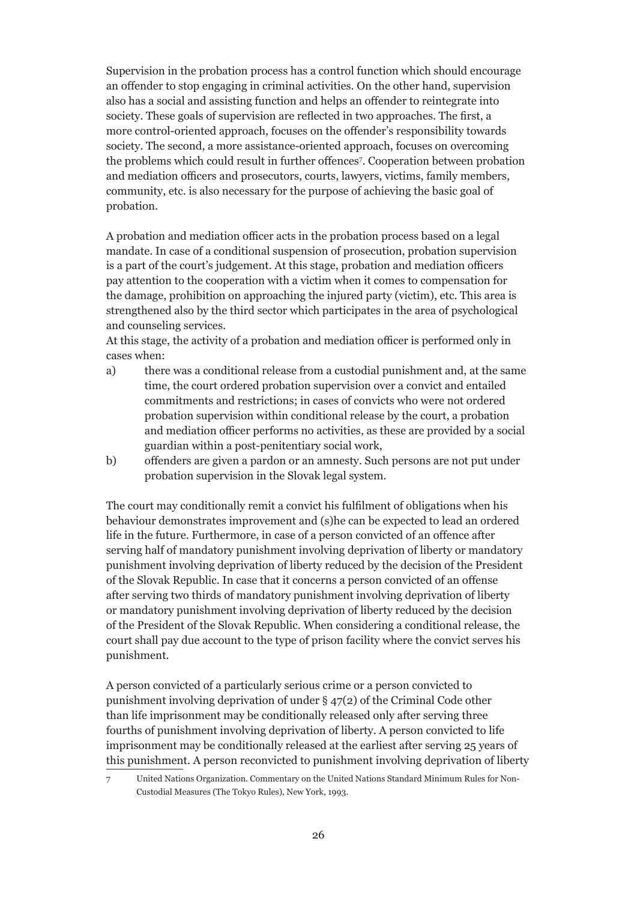Supervision in the probation process has a control function which should encourage an offender to stop engaging in criminal activities. On the other hand, supervision also has a social and assisting function and helps an offender to reintegrate into society. These goals of supervision are reflected in two approaches. The first, a more control-oriented approach, focuses on the offender's responsibility towards society. The second, a more assistance-oriented approach, focuses on overcoming the problems which could result in further offences[7]. Cooperation between probation and mediation officers and prosecutors, courts, lawyers, victims, family members, community, etc. is also necessary for the purpose of achieving the basic goal of probation.

A probation and mediation officer acts in the probation process based on a legal mandate. In case of a conditional suspension of prosecution, probation supervision is a part of the court's judgement. At this stage, probation and mediation officers pay attention to the cooperation with a victim when it comes to compensation for the damage, prohibition on approaching the injured party (victim), etc. This area is strengthened also by the third sector which participates in the area of psychological and counseling services.

At this stage, the activity of a probation and mediation officer is performed only in cases when:

a) there was a conditional release from a custodial punishment and, at the same time, the court ordered probation supervision over a convict and entailed commitments and restrictions; in cases of convicts who were not ordered probation supervision within conditional release by the court, a probation and mediation officer performs no activities, as these are provided by a social guardian within a post-penitentiary social work,

b) offenders are given a pardon or an amnesty. Such persons are not put under probation supervision in the Slovak legal system.

The court may conditionally remit a convict his fulfilment of obligations when his behaviour demonstrates improvement and (s)he can be expected to lead an ordered life in the future. Furthermore, in case of a person convicted of an offence after serving half of mandatory punishment involving deprivation of liberty or mandatory punishment involving deprivation of liberty reduced by the decision of the President of the Slovak Republic. In case that it concerns a person convicted of an offense after serving two thirds of mandatory punishment involving deprivation of liberty or mandatory punishment involving deprivation of liberty reduced by the decision of the President of the Slovak Republic. When considering a conditional release, the court shall pay due account to the type of prison facility where the convict serves his punishment.

A person convicted of a particularly serious crime or a person convicted to punishment involving deprivation of under § 47(2) of the Criminal Code other than life imprisonment may be conditionally released only after serving three fourths of punishment involving deprivation of liberty. A person convicted to life imprisonment may be conditionally released at the earliest after serving 25 years of this punishment. A person reconvicted to punishment involving deprivation of liberty

[7] United Nations Organization. Commentary on the United Nations Standard Minimum Rules for Non-Custodial Measures (The Tokyo Rules), New York, 1993.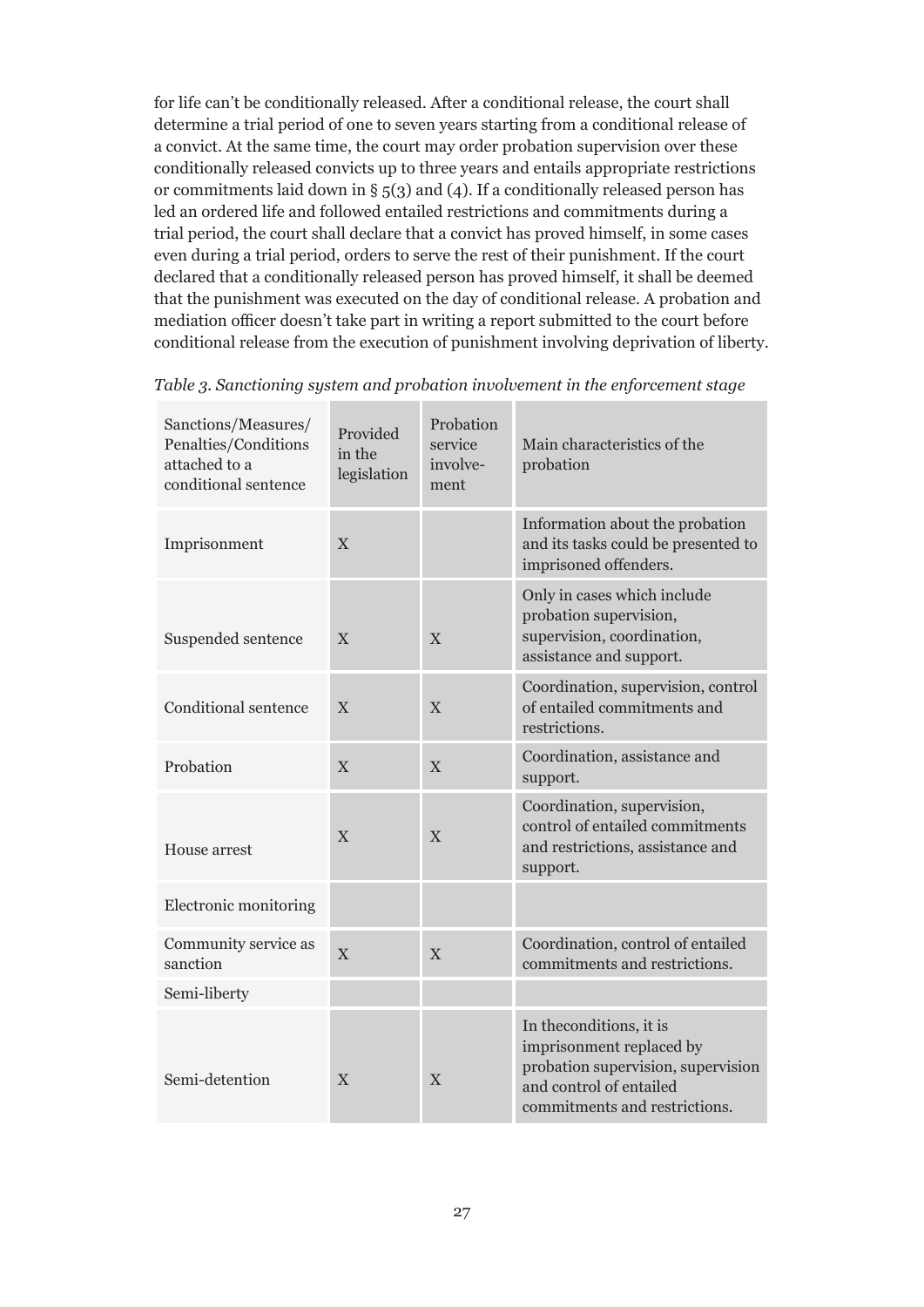for life can't be conditionally released. After a conditional release, the court shall determine a trial period of one to seven years starting from a conditional release of a convict. At the same time, the court may order probation supervision over these conditionally released convicts up to three years and entails appropriate restrictions or commitments laid down in § 5(3) and (4). If a conditionally released person has led an ordered life and followed entailed restrictions and commitments during a trial period, the court shall declare that a convict has proved himself, in some cases even during a trial period, orders to serve the rest of their punishment. If the court declared that a conditionally released person has proved himself, it shall be deemed that the punishment was executed on the day of conditional release. A probation and mediation officer doesn't take part in writing a report submitted to the court before conditional release from the execution of punishment involving deprivation of liberty.

*Table 3. Sanctioning system and probation involvement in the enforcement stage*

| Sanctions/Measures/ Penalties/Conditions attached to a conditional sentence | Provided in the legislation | Probation service involve-ment | Main characteristics of the probation |
|---|---|---|---|
| Imprisonment | X | | Information about the probation and its tasks could be presented to imprisoned offenders. |
| Suspended sentence | X | X | Only in cases which include probation supervision, supervision, coordination, assistance and support. |
| Conditional sentence | X | X | Coordination, supervision, control of entailed commitments and restrictions. |
| Probation | X | X | Coordination, assistance and support. |
| House arrest | X | X | Coordination, supervision, control of entailed commitments and restrictions, assistance and support. |
| Electronic monitoring | | | |
| Community service as sanction | X | X | Coordination, control of entailed commitments and restrictions. |
| Semi-liberty | | | |
| Semi-detention | X | X | In theconditions, it is imprisonment replaced by probation supervision, supervision and control of entailed commitments and restrictions. |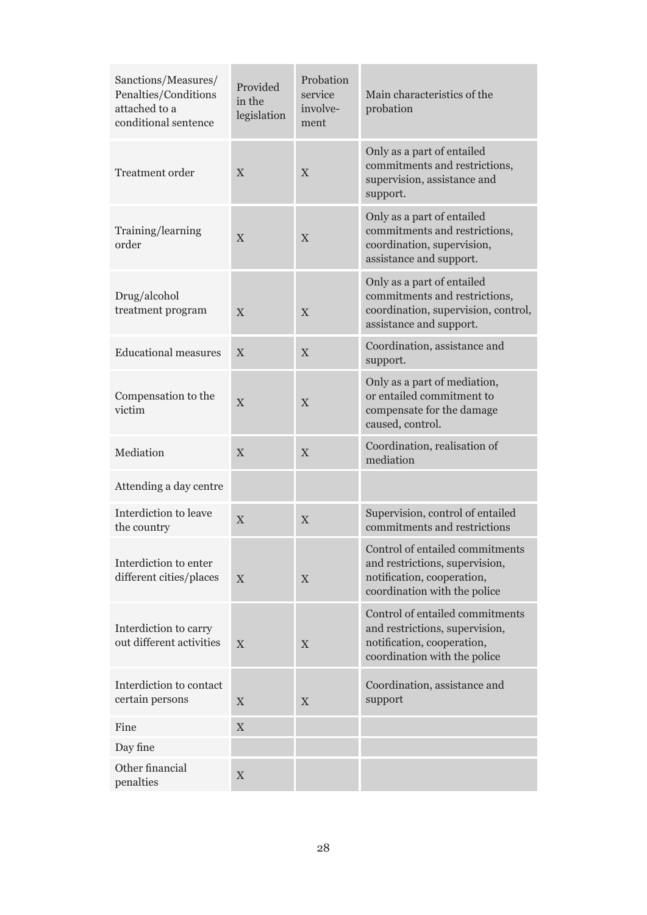| Sanctions/Measures/ Penalties/Conditions attached to a conditional sentence | Provided in the legislation | Probation service involve-ment | Main characteristics of the probation |
|---|---|---|---|
| Treatment order | X | X | Only as a part of entailed commitments and restrictions, supervision, assistance and support. |
| Training/learning order | X | X | Only as a part of entailed commitments and restrictions, coordination, supervision, assistance and support. |
| Drug/alcohol treatment program | X | X | Only as a part of entailed commitments and restrictions, coordination, supervision, control, assistance and support. |
| Educational measures | X | X | Coordination, assistance and support. |
| Compensation to the victim | X | X | Only as a part of mediation, or entailed commitment to compensate for the damage caused, control. |
| Mediation | X | X | Coordination, realisation of mediation |
| Attending a day centre | | | |
| Interdiction to leave the country | X | X | Supervision, control of entailed commitments and restrictions |
| Interdiction to enter different cities/places | X | X | Control of entailed commitments and restrictions, supervision, notification, cooperation, coordination with the police |
| Interdiction to carry out different activities | X | X | Control of entailed commitments and restrictions, supervision, notification, cooperation, coordination with the police |
| Interdiction to contact certain persons | X | X | Coordination, assistance and support |
| Fine | X | | |
| Day fine | | | |
| Other financial penalties | X | | |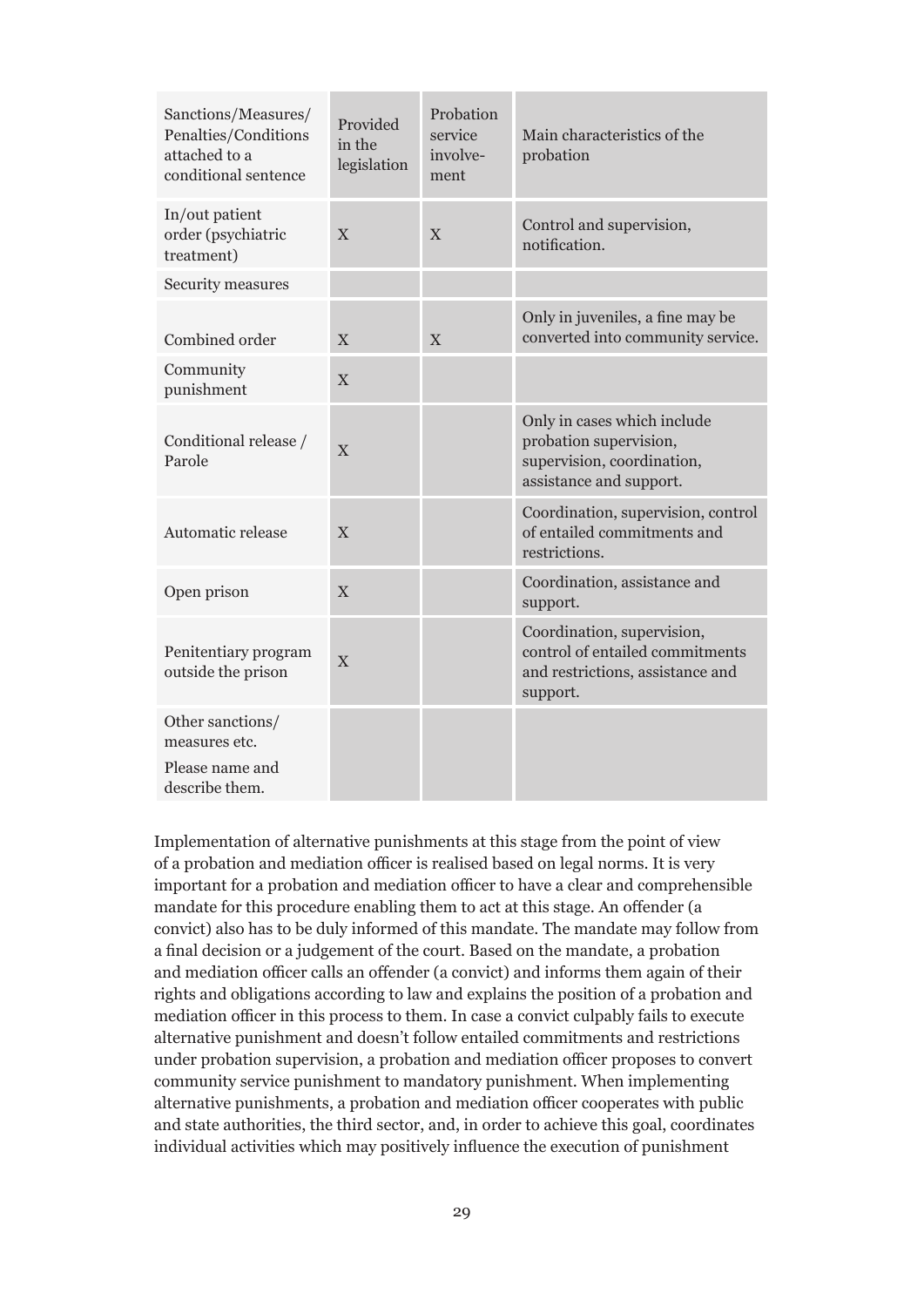| Sanctions/Measures/ Penalties/Conditions attached to a conditional sentence | Provided in the legislation | Probation service involve-ment | Main characteristics of the probation |
|---|---|---|---|
| In/out patient order (psychiatric treatment) | X | X | Control and supervision, notification. |
| Security measures | | | |
| Combined order | X | X | Only in juveniles, a fine may be converted into community service. |
| Community punishment | X | | |
| Conditional release / Parole | X | | Only in cases which include probation supervision, supervision, coordination, assistance and support. |
| Automatic release | X | | Coordination, supervision, control of entailed commitments and restrictions. |
| Open prison | X | | Coordination, assistance and support. |
| Penitentiary program outside the prison | X | | Coordination, supervision, control of entailed commitments and restrictions, assistance and support. |
| Other sanctions/ measures etc. Please name and describe them. | | | |

Implementation of alternative punishments at this stage from the point of view of a probation and mediation officer is realised based on legal norms. It is very important for a probation and mediation officer to have a clear and comprehensible mandate for this procedure enabling them to act at this stage. An offender (a convict) also has to be duly informed of this mandate. The mandate may follow from a final decision or a judgement of the court. Based on the mandate, a probation and mediation officer calls an offender (a convict) and informs them again of their rights and obligations according to law and explains the position of a probation and mediation officer in this process to them. In case a convict culpably fails to execute alternative punishment and doesn't follow entailed commitments and restrictions under probation supervision, a probation and mediation officer proposes to convert community service punishment to mandatory punishment. When implementing alternative punishments, a probation and mediation officer cooperates with public and state authorities, the third sector, and, in order to achieve this goal, coordinates individual activities which may positively influence the execution of punishment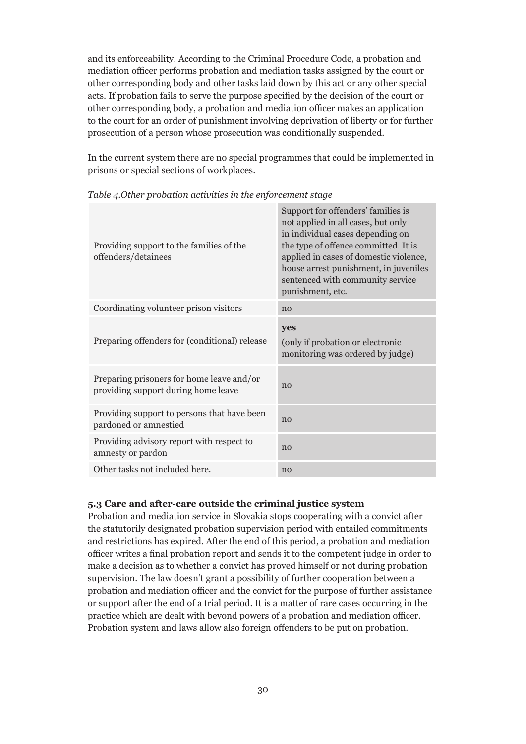and its enforceability. According to the Criminal Procedure Code, a probation and mediation officer performs probation and mediation tasks assigned by the court or other corresponding body and other tasks laid down by this act or any other special acts. If probation fails to serve the purpose specified by the decision of the court or other corresponding body, a probation and mediation officer makes an application to the court for an order of punishment involving deprivation of liberty or for further prosecution of a person whose prosecution was conditionally suspended.

In the current system there are no special programmes that could be implemented in prisons or special sections of workplaces.

*Table 4.Other probation activities in the enforcement stage*

| | |
|---|---|
| Providing support to the families of the offenders/detainees | Support for offenders' families is not applied in all cases, but only in individual cases depending on the type of offence committed. It is applied in cases of domestic violence, house arrest punishment, in juveniles sentenced with community service punishment, etc. |
| Coordinating volunteer prison visitors | no |
| Preparing offenders for (conditional) release | **yes** (only if probation or electronic monitoring was ordered by judge) |
| Preparing prisoners for home leave and/or providing support during home leave | no |
| Providing support to persons that have been pardoned or amnestied | no |
| Providing advisory report with respect to amnesty or pardon | no |
| Other tasks not included here. | no |

### 5.3 Care and after-care outside the criminal justice system

Probation and mediation service in Slovakia stops cooperating with a convict after the statutorily designated probation supervision period with entailed commitments and restrictions has expired. After the end of this period, a probation and mediation officer writes a final probation report and sends it to the competent judge in order to make a decision as to whether a convict has proved himself or not during probation supervision. The law doesn't grant a possibility of further cooperation between a probation and mediation officer and the convict for the purpose of further assistance or support after the end of a trial period. It is a matter of rare cases occurring in the practice which are dealt with beyond powers of a probation and mediation officer. Probation system and laws allow also foreign offenders to be put on probation.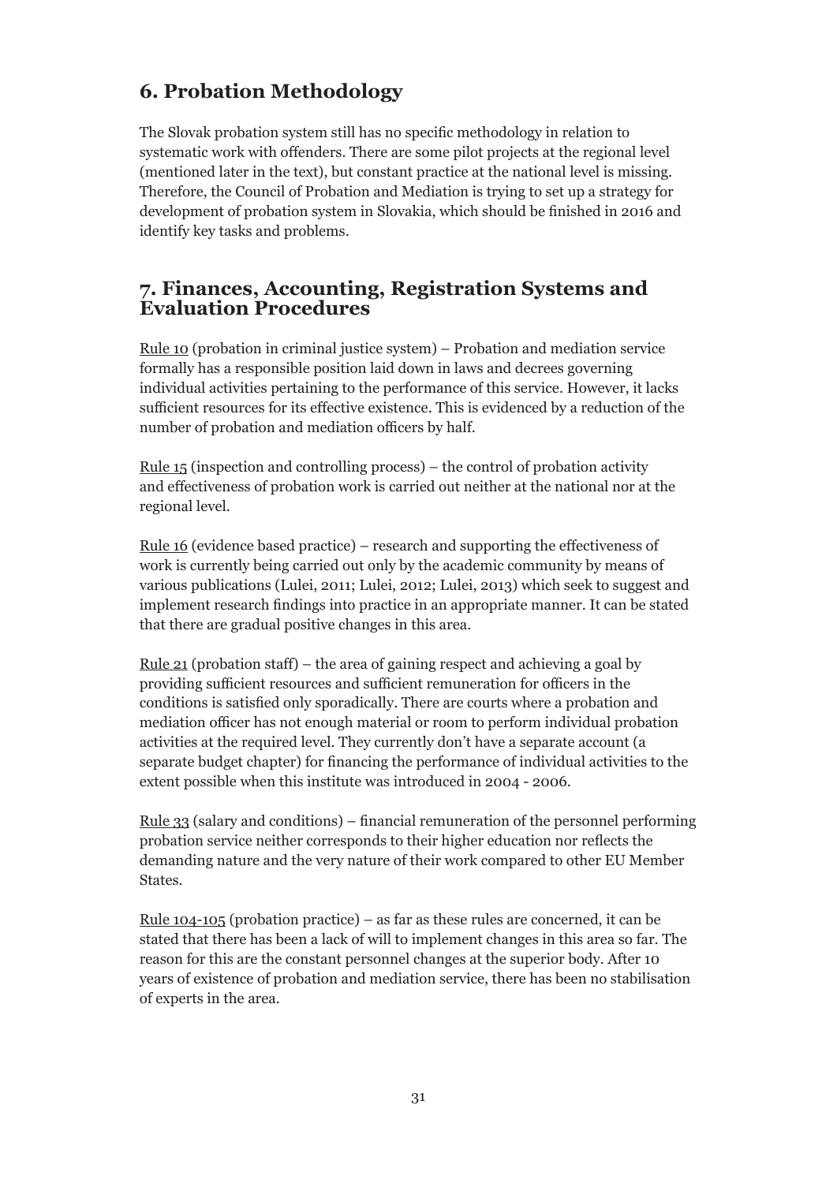## 6. Probation Methodology

The Slovak probation system still has no specific methodology in relation to systematic work with offenders. There are some pilot projects at the regional level (mentioned later in the text), but constant practice at the national level is missing. Therefore, the Council of Probation and Mediation is trying to set up a strategy for development of probation system in Slovakia, which should be finished in 2016 and identify key tasks and problems.

## 7. Finances, Accounting, Registration Systems and Evaluation Procedures

Rule 10 (probation in criminal justice system) – Probation and mediation service formally has a responsible position laid down in laws and decrees governing individual activities pertaining to the performance of this service. However, it lacks sufficient resources for its effective existence. This is evidenced by a reduction of the number of probation and mediation officers by half.

Rule 15 (inspection and controlling process) – the control of probation activity and effectiveness of probation work is carried out neither at the national nor at the regional level.

Rule 16 (evidence based practice) – research and supporting the effectiveness of work is currently being carried out only by the academic community by means of various publications (Lulei, 2011; Lulei, 2012; Lulei, 2013) which seek to suggest and implement research findings into practice in an appropriate manner. It can be stated that there are gradual positive changes in this area.

Rule 21 (probation staff) – the area of gaining respect and achieving a goal by providing sufficient resources and sufficient remuneration for officers in the conditions is satisfied only sporadically. There are courts where a probation and mediation officer has not enough material or room to perform individual probation activities at the required level. They currently don't have a separate account (a separate budget chapter) for financing the performance of individual activities to the extent possible when this institute was introduced in 2004 - 2006.

Rule 33 (salary and conditions) – financial remuneration of the personnel performing probation service neither corresponds to their higher education nor reflects the demanding nature and the very nature of their work compared to other EU Member States.

Rule 104-105 (probation practice) – as far as these rules are concerned, it can be stated that there has been a lack of will to implement changes in this area so far. The reason for this are the constant personnel changes at the superior body. After 10 years of existence of probation and mediation service, there has been no stabilisation of experts in the area.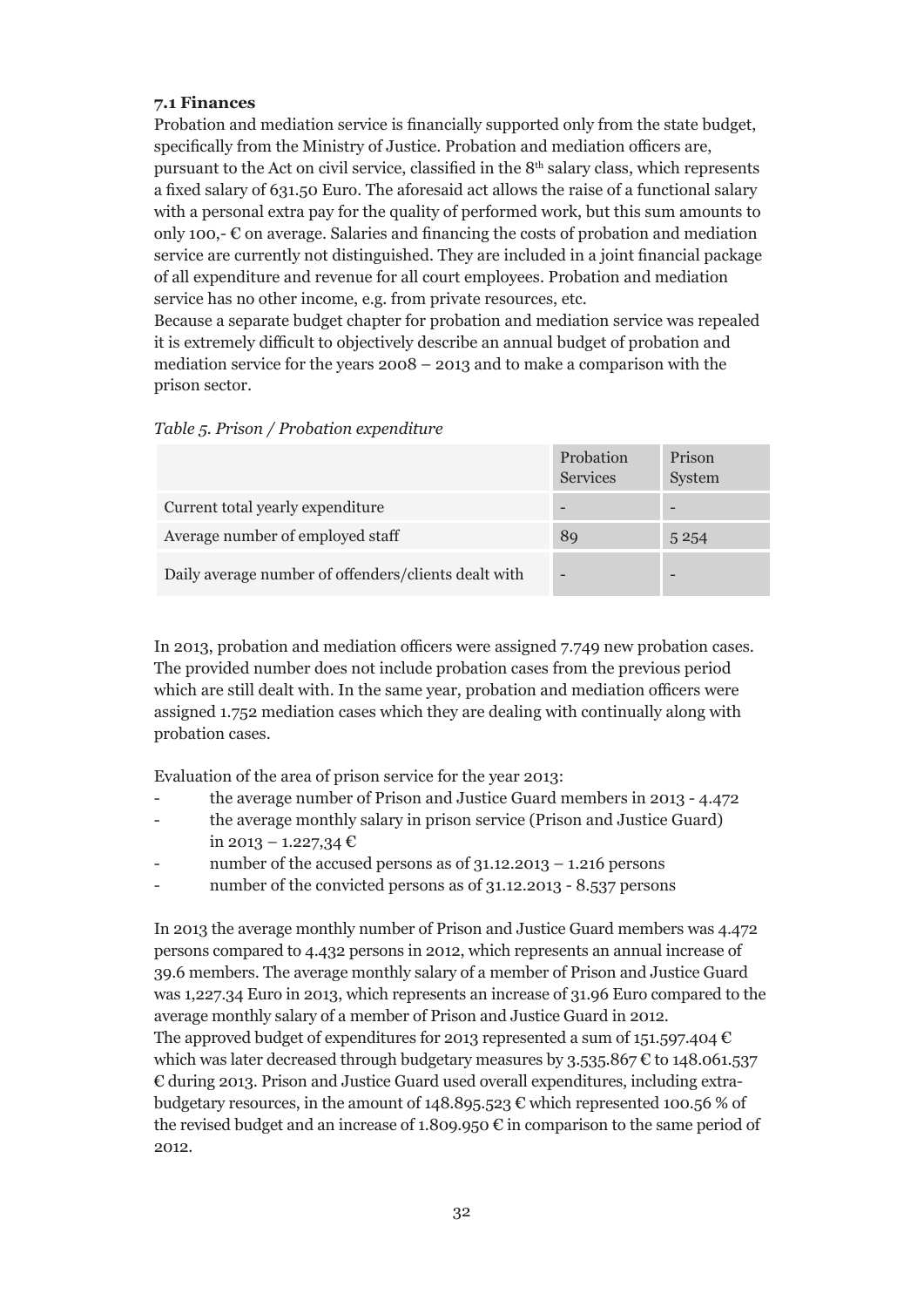**7.1 Finances**

Probation and mediation service is financially supported only from the state budget, specifically from the Ministry of Justice. Probation and mediation officers are, pursuant to the Act on civil service, classified in the 8th salary class, which represents a fixed salary of 631.50 Euro. The aforesaid act allows the raise of a functional salary with a personal extra pay for the quality of performed work, but this sum amounts to only 100,- € on average. Salaries and financing the costs of probation and mediation service are currently not distinguished. They are included in a joint financial package of all expenditure and revenue for all court employees. Probation and mediation service has no other income, e.g. from private resources, etc.

Because a separate budget chapter for probation and mediation service was repealed it is extremely difficult to objectively describe an annual budget of probation and mediation service for the years 2008 – 2013 and to make a comparison with the prison sector.

*Table 5. Prison / Probation expenditure*

| | Probation Services | Prison System |
|---|---|---|
| Current total yearly expenditure | - | - |
| Average number of employed staff | 89 | 5 254 |
| Daily average number of offenders/clients dealt with | - | - |

In 2013, probation and mediation officers were assigned 7.749 new probation cases. The provided number does not include probation cases from the previous period which are still dealt with. In the same year, probation and mediation officers were assigned 1.752 mediation cases which they are dealing with continually along with probation cases.

Evaluation of the area of prison service for the year 2013:

- the average number of Prison and Justice Guard members in 2013 - 4.472
- the average monthly salary in prison service (Prison and Justice Guard) in 2013 – 1.227,34 €
- number of the accused persons as of 31.12.2013 – 1.216 persons
- number of the convicted persons as of 31.12.2013 - 8.537 persons

In 2013 the average monthly number of Prison and Justice Guard members was 4.472 persons compared to 4.432 persons in 2012, which represents an annual increase of 39.6 members. The average monthly salary of a member of Prison and Justice Guard was 1,227.34 Euro in 2013, which represents an increase of 31.96 Euro compared to the average monthly salary of a member of Prison and Justice Guard in 2012.

The approved budget of expenditures for 2013 represented a sum of 151.597.404 € which was later decreased through budgetary measures by 3.535.867 € to 148.061.537 € during 2013. Prison and Justice Guard used overall expenditures, including extra-budgetary resources, in the amount of 148.895.523 € which represented 100.56 % of the revised budget and an increase of 1.809.950 € in comparison to the same period of 2012.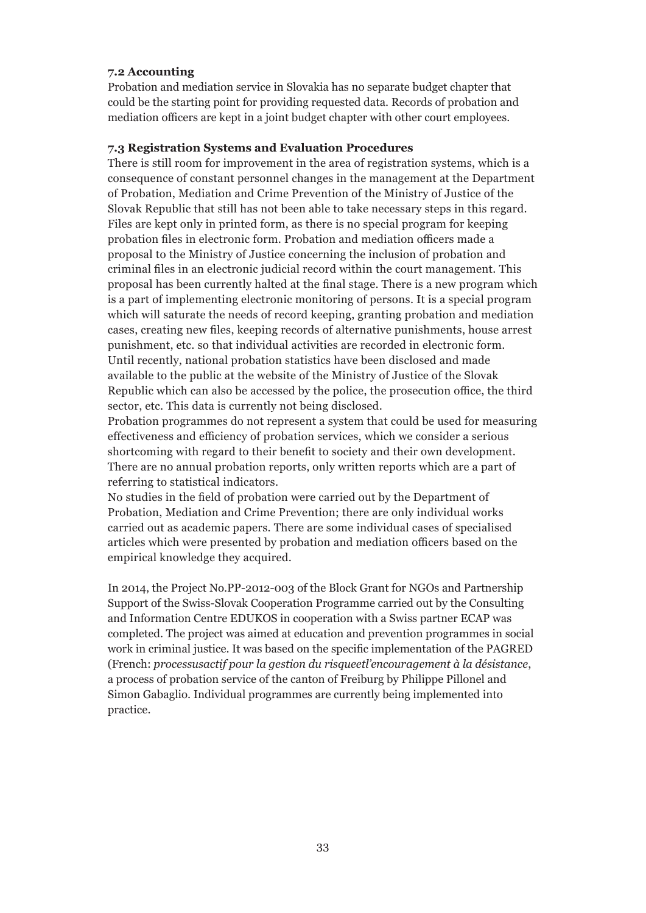### 7.2 Accounting

Probation and mediation service in Slovakia has no separate budget chapter that could be the starting point for providing requested data. Records of probation and mediation officers are kept in a joint budget chapter with other court employees.

### 7.3 Registration Systems and Evaluation Procedures

There is still room for improvement in the area of registration systems, which is a consequence of constant personnel changes in the management at the Department of Probation, Mediation and Crime Prevention of the Ministry of Justice of the Slovak Republic that still has not been able to take necessary steps in this regard. Files are kept only in printed form, as there is no special program for keeping probation files in electronic form. Probation and mediation officers made a proposal to the Ministry of Justice concerning the inclusion of probation and criminal files in an electronic judicial record within the court management. This proposal has been currently halted at the final stage. There is a new program which is a part of implementing electronic monitoring of persons. It is a special program which will saturate the needs of record keeping, granting probation and mediation cases, creating new files, keeping records of alternative punishments, house arrest punishment, etc. so that individual activities are recorded in electronic form. Until recently, national probation statistics have been disclosed and made available to the public at the website of the Ministry of Justice of the Slovak Republic which can also be accessed by the police, the prosecution office, the third sector, etc. This data is currently not being disclosed.

Probation programmes do not represent a system that could be used for measuring effectiveness and efficiency of probation services, which we consider a serious shortcoming with regard to their benefit to society and their own development. There are no annual probation reports, only written reports which are a part of referring to statistical indicators.

No studies in the field of probation were carried out by the Department of Probation, Mediation and Crime Prevention; there are only individual works carried out as academic papers. There are some individual cases of specialised articles which were presented by probation and mediation officers based on the empirical knowledge they acquired.

In 2014, the Project No.PP-2012-003 of the Block Grant for NGOs and Partnership Support of the Swiss-Slovak Cooperation Programme carried out by the Consulting and Information Centre EDUKOS in cooperation with a Swiss partner ECAP was completed. The project was aimed at education and prevention programmes in social work in criminal justice. It was based on the specific implementation of the PAGRED (French: *processusactif pour la gestion du risqueetl'encouragement à la désistance*, a process of probation service of the canton of Freiburg by Philippe Pillonel and Simon Gabaglio. Individual programmes are currently being implemented into practice.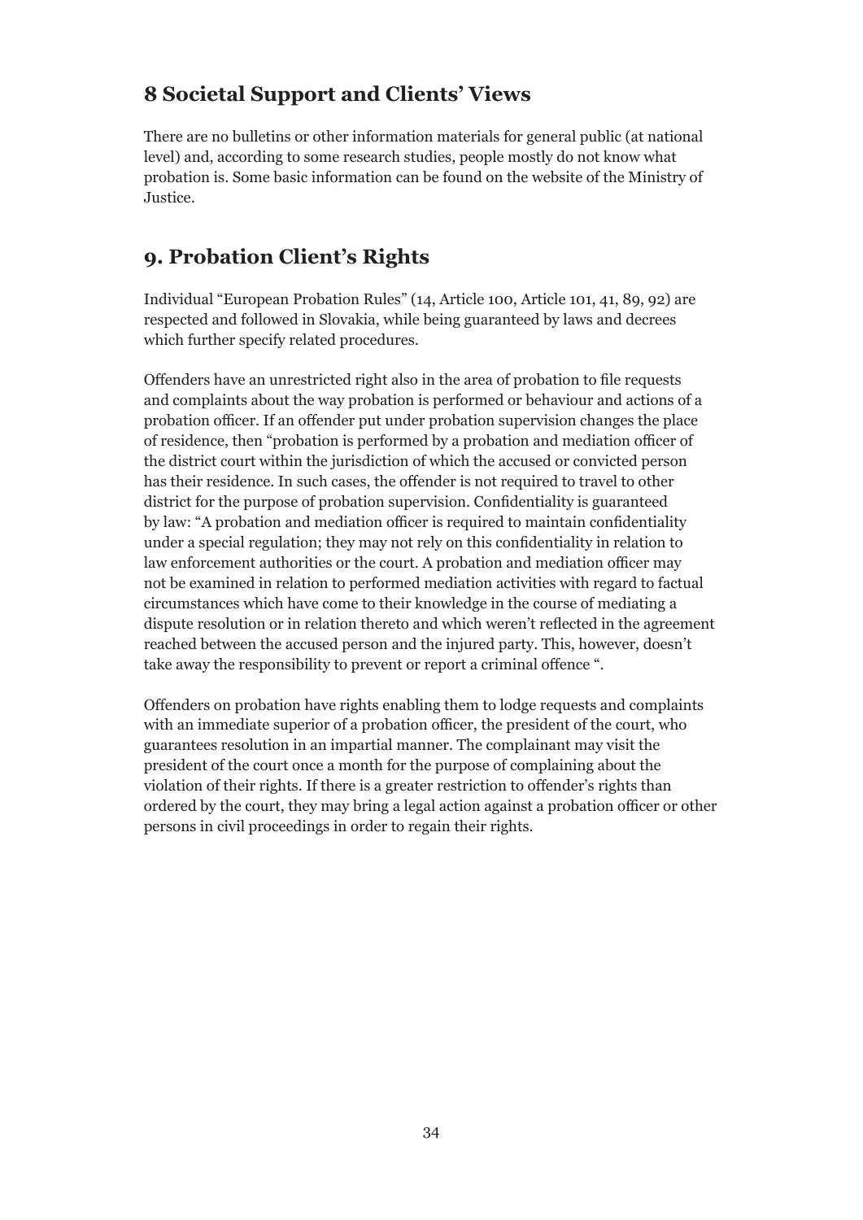## 8 Societal Support and Clients' Views

There are no bulletins or other information materials for general public (at national level) and, according to some research studies, people mostly do not know what probation is. Some basic information can be found on the website of the Ministry of Justice.

## 9. Probation Client's Rights

Individual "European Probation Rules" (14, Article 100, Article 101, 41, 89, 92) are respected and followed in Slovakia, while being guaranteed by laws and decrees which further specify related procedures.

Offenders have an unrestricted right also in the area of probation to file requests and complaints about the way probation is performed or behaviour and actions of a probation officer. If an offender put under probation supervision changes the place of residence, then "probation is performed by a probation and mediation officer of the district court within the jurisdiction of which the accused or convicted person has their residence. In such cases, the offender is not required to travel to other district for the purpose of probation supervision. Confidentiality is guaranteed by law: "A probation and mediation officer is required to maintain confidentiality under a special regulation; they may not rely on this confidentiality in relation to law enforcement authorities or the court. A probation and mediation officer may not be examined in relation to performed mediation activities with regard to factual circumstances which have come to their knowledge in the course of mediating a dispute resolution or in relation thereto and which weren't reflected in the agreement reached between the accused person and the injured party. This, however, doesn't take away the responsibility to prevent or report a criminal offence ".

Offenders on probation have rights enabling them to lodge requests and complaints with an immediate superior of a probation officer, the president of the court, who guarantees resolution in an impartial manner. The complainant may visit the president of the court once a month for the purpose of complaining about the violation of their rights. If there is a greater restriction to offender's rights than ordered by the court, they may bring a legal action against a probation officer or other persons in civil proceedings in order to regain their rights.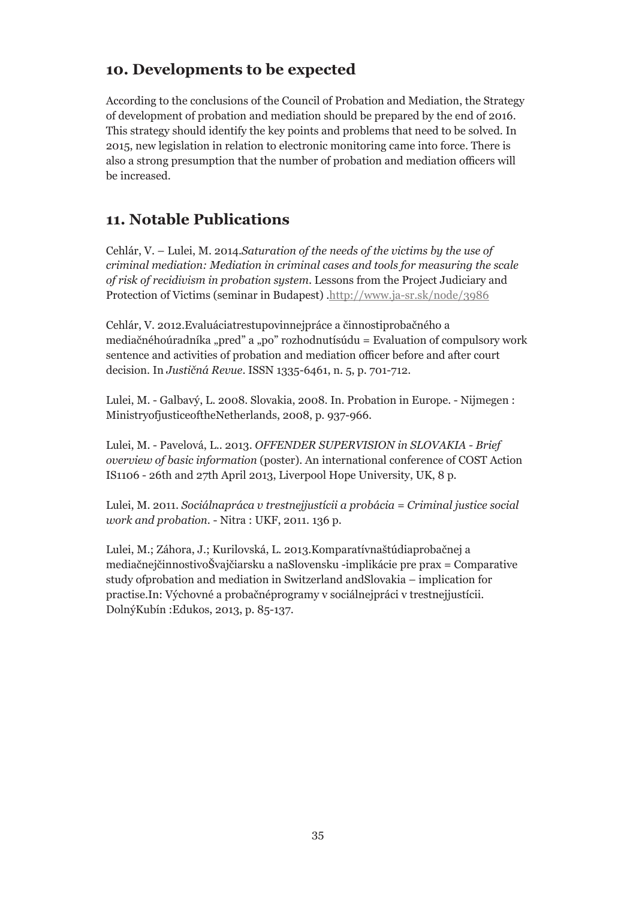## 10. Developments to be expected

According to the conclusions of the Council of Probation and Mediation, the Strategy of development of probation and mediation should be prepared by the end of 2016. This strategy should identify the key points and problems that need to be solved. In 2015, new legislation in relation to electronic monitoring came into force. There is also a strong presumption that the number of probation and mediation officers will be increased.

## 11. Notable Publications

Cehlár, V. – Lulei, M. 2014.*Saturation of the needs of the victims by the use of criminal mediation: Mediation in criminal cases and tools for measuring the scale of risk of recidivism in probation system*. Lessons from the Project Judiciary and Protection of Victims (seminar in Budapest) .http://www.ja-sr.sk/node/3986

Cehlár, V. 2012.Evaluáciatrestupovinnejpráce a činnostiprobačného a mediačnéhoúradníka „pred" a „po" rozhodnutísúdu = Evaluation of compulsory work sentence and activities of probation and mediation officer before and after court decision. In *Justičná Revue*. ISSN 1335-6461, n. 5, p. 701-712.

Lulei, M. - Galbavý, L. 2008. Slovakia, 2008. In. Probation in Europe. - Nijmegen : MinistryofjusticeoftheNetherlands, 2008, p. 937-966.

Lulei, M. - Pavelová, L.. 2013. *OFFENDER SUPERVISION in SLOVAKIA - Brief overview of basic information* (poster). An international conference of COST Action IS1106 - 26th and 27th April 2013, Liverpool Hope University, UK, 8 p.

Lulei, M. 2011. *Sociálnapráca v trestnejjustícii a probácia = Criminal justice social work and probation*. - Nitra : UKF, 2011. 136 p.

Lulei, M.; Záhora, J.; Kurilovská, L. 2013.Komparatívnaštúdiaprobačnej a mediačnejčinnostivoŠvajčiarsku a naSlovensku -implikácie pre prax = Comparative study ofprobation and mediation in Switzerland andSlovakia – implication for practise.In: Výchovné a probačnéprogramy v sociálnejpráci v trestnejjustícii. DolnýKubín :Edukos, 2013, p. 85-137.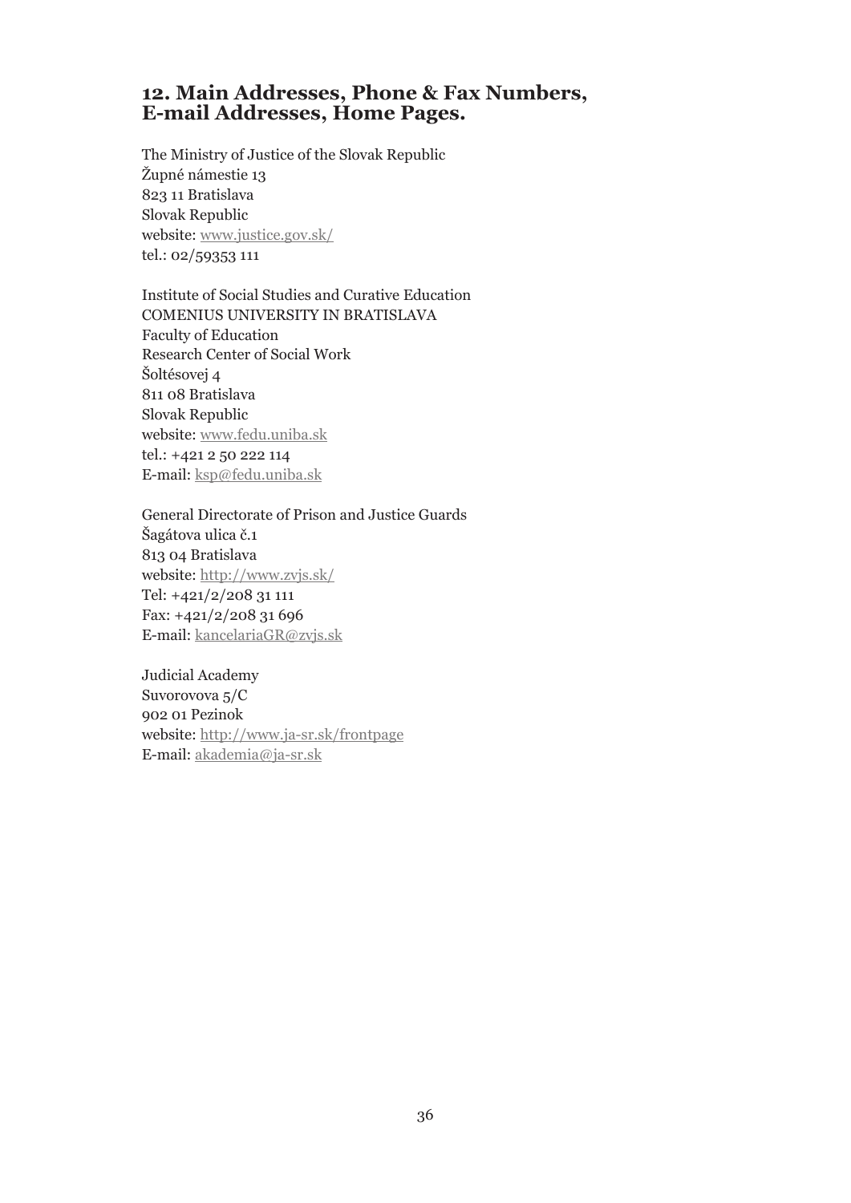## 12. Main Addresses, Phone & Fax Numbers, E-mail Addresses, Home Pages.

The Ministry of Justice of the Slovak Republic
Župné námestie 13
823 11 Bratislava
Slovak Republic
website: www.justice.gov.sk/
tel.: 02/59353 111

Institute of Social Studies and Curative Education
COMENIUS UNIVERSITY IN BRATISLAVA
Faculty of Education
Research Center of Social Work
Šoltésovej 4
811 08 Bratislava
Slovak Republic
website: www.fedu.uniba.sk
tel.: +421 2 50 222 114
E-mail: ksp@fedu.uniba.sk

General Directorate of Prison and Justice Guards
Šagátova ulica č.1
813 04 Bratislava
website: http://www.zvjs.sk/
Tel: +421/2/208 31 111
Fax: +421/2/208 31 696
E-mail: kancelariaGR@zvjs.sk

Judicial Academy
Suvorovova 5/C
902 01 Pezinok
website: http://www.ja-sr.sk/frontpage
E-mail: akademia@ja-sr.sk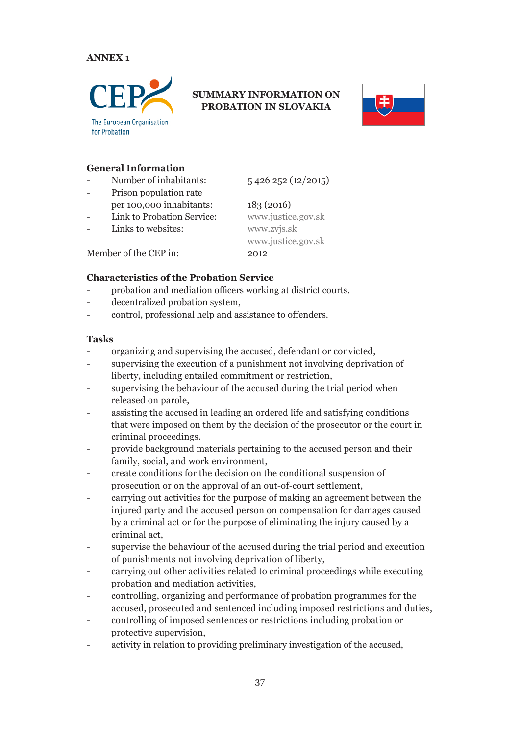ANNEX 1

The European Organisation for Probation

## SUMMARY INFORMATION ON PROBATION IN SLOVAKIA

### General Information

| | |
|---|---|
| - Number of inhabitants: | 5 426 252 (12/2015) |
| - Prison population rate per 100,000 inhabitants: | 183 (2016) |
| - Link to Probation Service: | www.justice.gov.sk |
| - Links to websites: | www.zvjs.sk<br>www.justice.gov.sk |
| Member of the CEP in: | 2012 |

### Characteristics of the Probation Service

- probation and mediation officers working at district courts,
- decentralized probation system,
- control, professional help and assistance to offenders.

### Tasks

- organizing and supervising the accused, defendant or convicted,
- supervising the execution of a punishment not involving deprivation of liberty, including entailed commitment or restriction,
- supervising the behaviour of the accused during the trial period when released on parole,
- assisting the accused in leading an ordered life and satisfying conditions that were imposed on them by the decision of the prosecutor or the court in criminal proceedings.
- provide background materials pertaining to the accused person and their family, social, and work environment,
- create conditions for the decision on the conditional suspension of prosecution or on the approval of an out-of-court settlement,
- carrying out activities for the purpose of making an agreement between the injured party and the accused person on compensation for damages caused by a criminal act or for the purpose of eliminating the injury caused by a criminal act,
- supervise the behaviour of the accused during the trial period and execution of punishments not involving deprivation of liberty,
- carrying out other activities related to criminal proceedings while executing probation and mediation activities,
- controlling, organizing and performance of probation programmes for the accused, prosecuted and sentenced including imposed restrictions and duties,
- controlling of imposed sentences or restrictions including probation or protective supervision,
- activity in relation to providing preliminary investigation of the accused,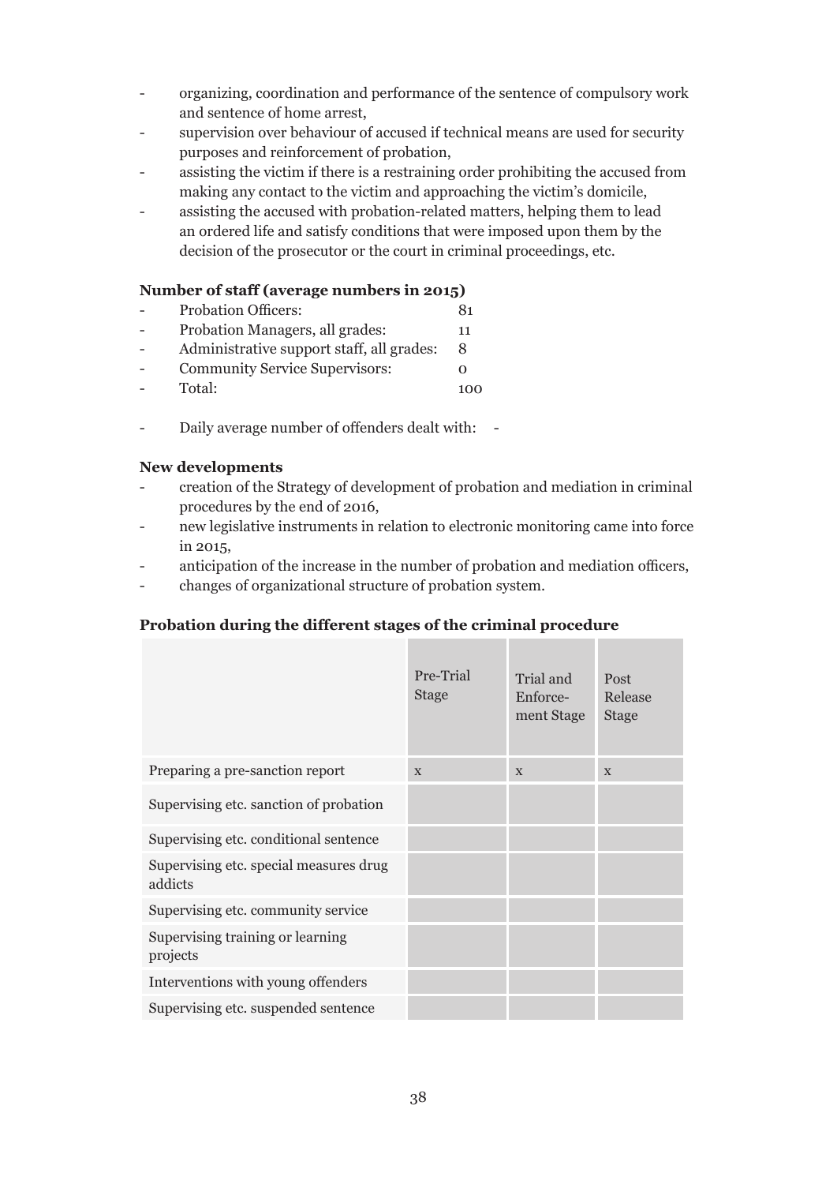- organizing, coordination and performance of the sentence of compulsory work and sentence of home arrest,
- supervision over behaviour of accused if technical means are used for security purposes and reinforcement of probation,
- assisting the victim if there is a restraining order prohibiting the accused from making any contact to the victim and approaching the victim's domicile,
- assisting the accused with probation-related matters, helping them to lead an ordered life and satisfy conditions that were imposed upon them by the decision of the prosecutor or the court in criminal proceedings, etc.

**Number of staff (average numbers in 2015)**

- Probation Officers: 81
- Probation Managers, all grades: 11
- Administrative support staff, all grades: 8
- Community Service Supervisors: 0
- Total: 100

- Daily average number of offenders dealt with: -

**New developments**

- creation of the Strategy of development of probation and mediation in criminal procedures by the end of 2016,
- new legislative instruments in relation to electronic monitoring came into force in 2015,
- anticipation of the increase in the number of probation and mediation officers,
- changes of organizational structure of probation system.

**Probation during the different stages of the criminal procedure**

| | Pre-Trial Stage | Trial and Enforce-ment Stage | Post Release Stage |
|---|---|---|---|
| Preparing a pre-sanction report | x | x | x |
| Supervising etc. sanction of probation | | | |
| Supervising etc. conditional sentence | | | |
| Supervising etc. special measures drug addicts | | | |
| Supervising etc. community service | | | |
| Supervising training or learning projects | | | |
| Interventions with young offenders | | | |
| Supervising etc. suspended sentence | | | |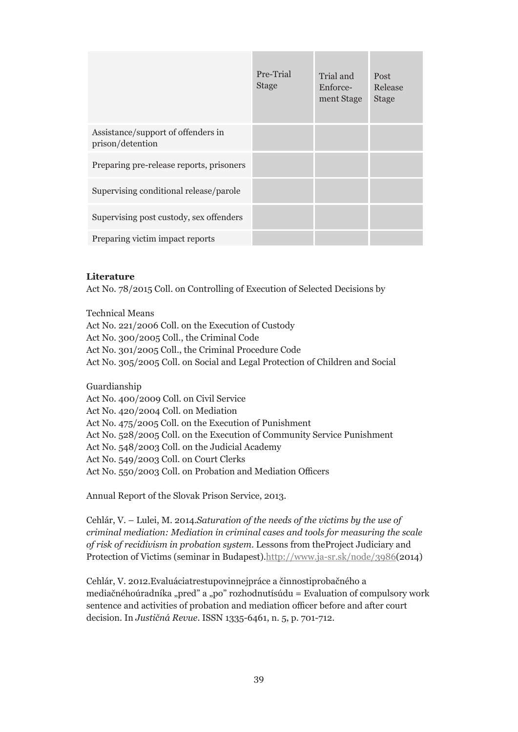| | Pre-Trial Stage | Trial and Enforce-ment Stage | Post Release Stage |
|---|---|---|---|
| Assistance/support of offenders in prison/detention | | | |
| Preparing pre-release reports, prisoners | | | |
| Supervising conditional release/parole | | | |
| Supervising post custody, sex offenders | | | |
| Preparing victim impact reports | | | |

**Literature**

Act No. 78/2015 Coll. on Controlling of Execution of Selected Decisions by

Technical Means

Act No. 221/2006 Coll. on the Execution of Custody

Act No. 300/2005 Coll., the Criminal Code

Act No. 301/2005 Coll., the Criminal Procedure Code

Act No. 305/2005 Coll. on Social and Legal Protection of Children and Social

Guardianship

Act No. 400/2009 Coll. on Civil Service

Act No. 420/2004 Coll. on Mediation

Act No. 475/2005 Coll. on the Execution of Punishment

Act No. 528/2005 Coll. on the Execution of Community Service Punishment

Act No. 548/2003 Coll. on the Judicial Academy

Act No. 549/2003 Coll. on Court Clerks

Act No. 550/2003 Coll. on Probation and Mediation Officers

Annual Report of the Slovak Prison Service, 2013.

Cehlár, V. – Lulei, M. 2014.*Saturation of the needs of the victims by the use of criminal mediation: Mediation in criminal cases and tools for measuring the scale of risk of recidivism in probation system.* Lessons from theProject Judiciary and Protection of Victims (seminar in Budapest).http://www.ja-sr.sk/node/3986(2014)

Cehlár, V. 2012.Evaluáciatrestupovinnejpráce a činnostiprobačného a mediačnéhoúradníka „pred" a „po" rozhodnutísúdu = Evaluation of compulsory work sentence and activities of probation and mediation officer before and after court decision. In *Justičná Revue*. ISSN 1335-6461, n. 5, p. 701-712.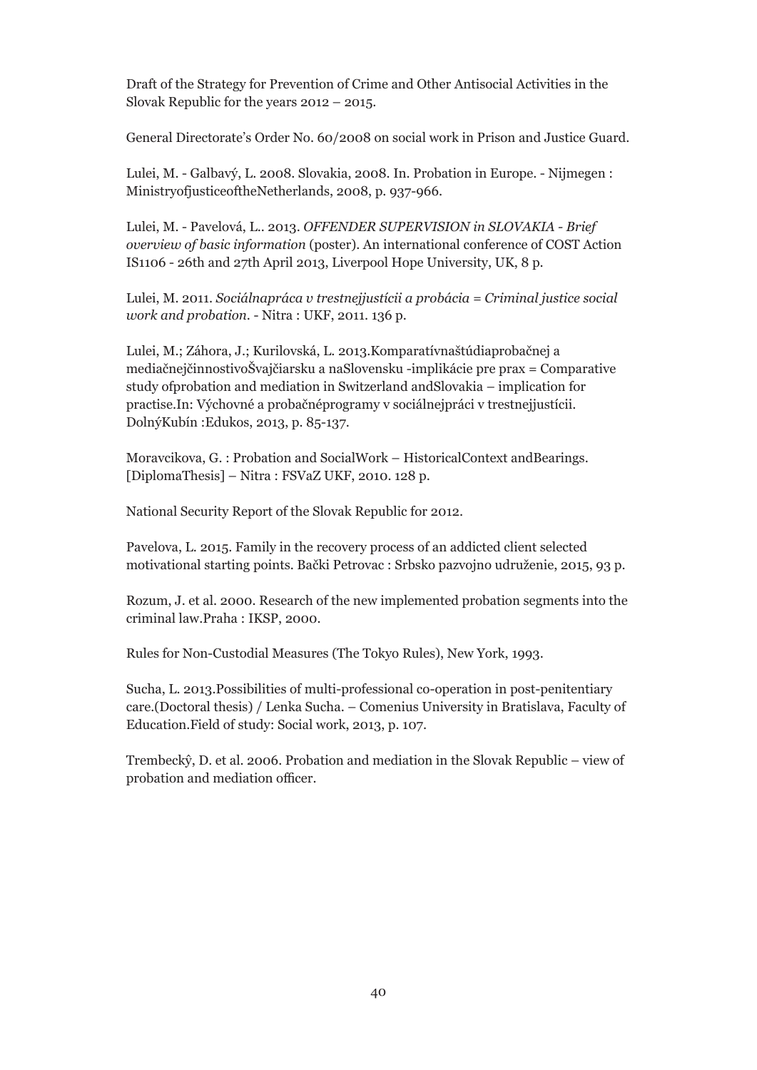Draft of the Strategy for Prevention of Crime and Other Antisocial Activities in the Slovak Republic for the years 2012 – 2015.

General Directorate's Order No. 60/2008 on social work in Prison and Justice Guard.

Lulei, M. - Galbavý, L. 2008. Slovakia, 2008. In. Probation in Europe. - Nijmegen : MinistryofjusticeoftheNetherlands, 2008, p. 937-966.

Lulei, M. - Pavelová, L.. 2013. *OFFENDER SUPERVISION in SLOVAKIA - Brief overview of basic information* (poster). An international conference of COST Action IS1106 - 26th and 27th April 2013, Liverpool Hope University, UK, 8 p.

Lulei, M. 2011. *Sociálnapráca v trestnejjustícii a probácia = Criminal justice social work and probation.* - Nitra : UKF, 2011. 136 p.

Lulei, M.; Záhora, J.; Kurilovská, L. 2013.Komparatívnaštúdiaprobačnej a mediačnejčinnostivoŠvajčiarsku a naSlovensku -implikácie pre prax = Comparative study ofprobation and mediation in Switzerland andSlovakia – implication for practise.In: Výchovné a probačnéprogramy v sociálnejpráci v trestnejjustícii. DolnýKubín :Edukos, 2013, p. 85-137.

Moravcikova, G. : Probation and SocialWork – HistoricalContext andBearings. [DiplomaThesis] – Nitra : FSVaZ UKF, 2010. 128 p.

National Security Report of the Slovak Republic for 2012.

Pavelova, L. 2015. Family in the recovery process of an addicted client selected motivational starting points. Bački Petrovac : Srbsko pazvojno udruženie, 2015, 93 p.

Rozum, J. et al. 2000. Research of the new implemented probation segments into the criminal law.Praha : IKSP, 2000.

Rules for Non-Custodial Measures (The Tokyo Rules), New York, 1993.

Sucha, L. 2013.Possibilities of multi-professional co-operation in post-penitentiary care.(Doctoral thesis) / Lenka Sucha. – Comenius University in Bratislava, Faculty of Education.Field of study: Social work, 2013, p. 107.

Trembecký, D. et al. 2006. Probation and mediation in the Slovak Republic – view of probation and mediation officer.